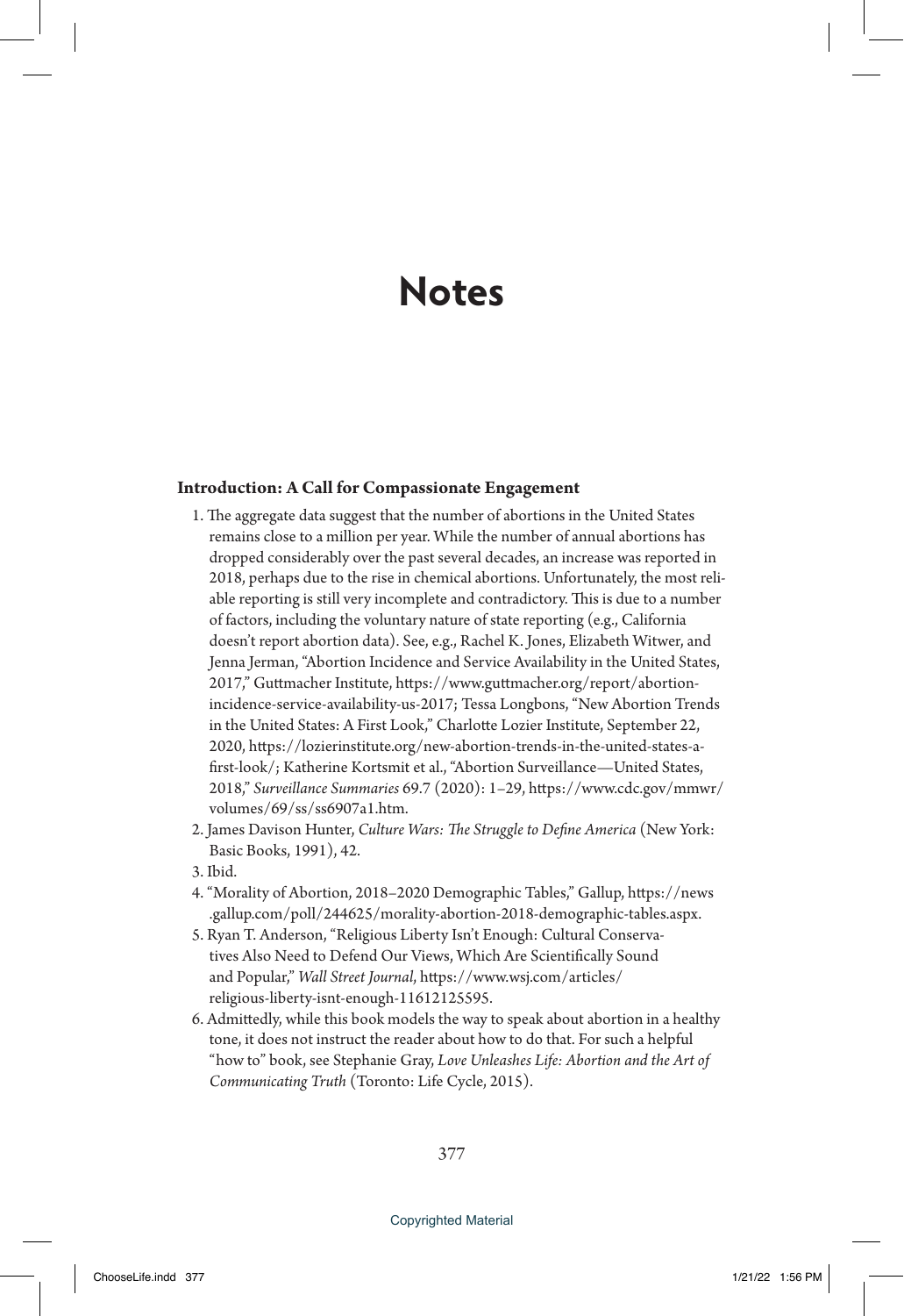# Notes

### Introduction: A Call for Compassionate Engagement

1. The aggregate data suggest that the number of abortions in the United States remains close to a million per year. While the number of annual abortions has dropped considerably over the past several decades, an increase was reported in 2018, perhaps due to the rise in chemical abortions. Unfortunately, the most reliable reporting is still very incomplete and contradictory. This is due to a number of factors, including the voluntary nature of state reporting (e.g., California doesn't report abortion data). See, e.g., Rachel K. Jones, Elizabeth Witwer, and Jenna Jerman, "Abortion Incidence and Service Availability in the United States, 2017," Guttmacher Institute, https://www.guttmacher.org/report/abortion-incidence-service-availability-us-2017; Tessa Longbons, "New Abortion Trends in the United States: A First Look," Charlotte Lozier Institute, September 22, 2020, https://lozierinstitute.org/new-abortion-trends-in-the-united-states-a-first-look/; Katherine Kortsmit et al., "Abortion Surveillance—United States, 2018," *Surveillance Summaries* 69.7 (2020): 1–29, https://www.cdc.gov/mmwr/volumes/69/ss/ss6907a1.htm.
2. James Davison Hunter, *Culture Wars: The Struggle to Define America* (New York: Basic Books, 1991), 42.
3. Ibid.
4. "Morality of Abortion, 2018–2020 Demographic Tables," Gallup, https://news.gallup.com/poll/244625/morality-abortion-2018-demographic-tables.aspx.
5. Ryan T. Anderson, "Religious Liberty Isn't Enough: Cultural Conservatives Also Need to Defend Our Views, Which Are Scientifically Sound and Popular," *Wall Street Journal*, https://www.wsj.com/articles/religious-liberty-isnt-enough-11612125595.
6. Admittedly, while this book models the way to speak about abortion in a healthy tone, it does not instruct the reader about how to do that. For such a helpful "how to" book, see Stephanie Gray, *Love Unleashes Life: Abortion and the Art of Communicating Truth* (Toronto: Life Cycle, 2015).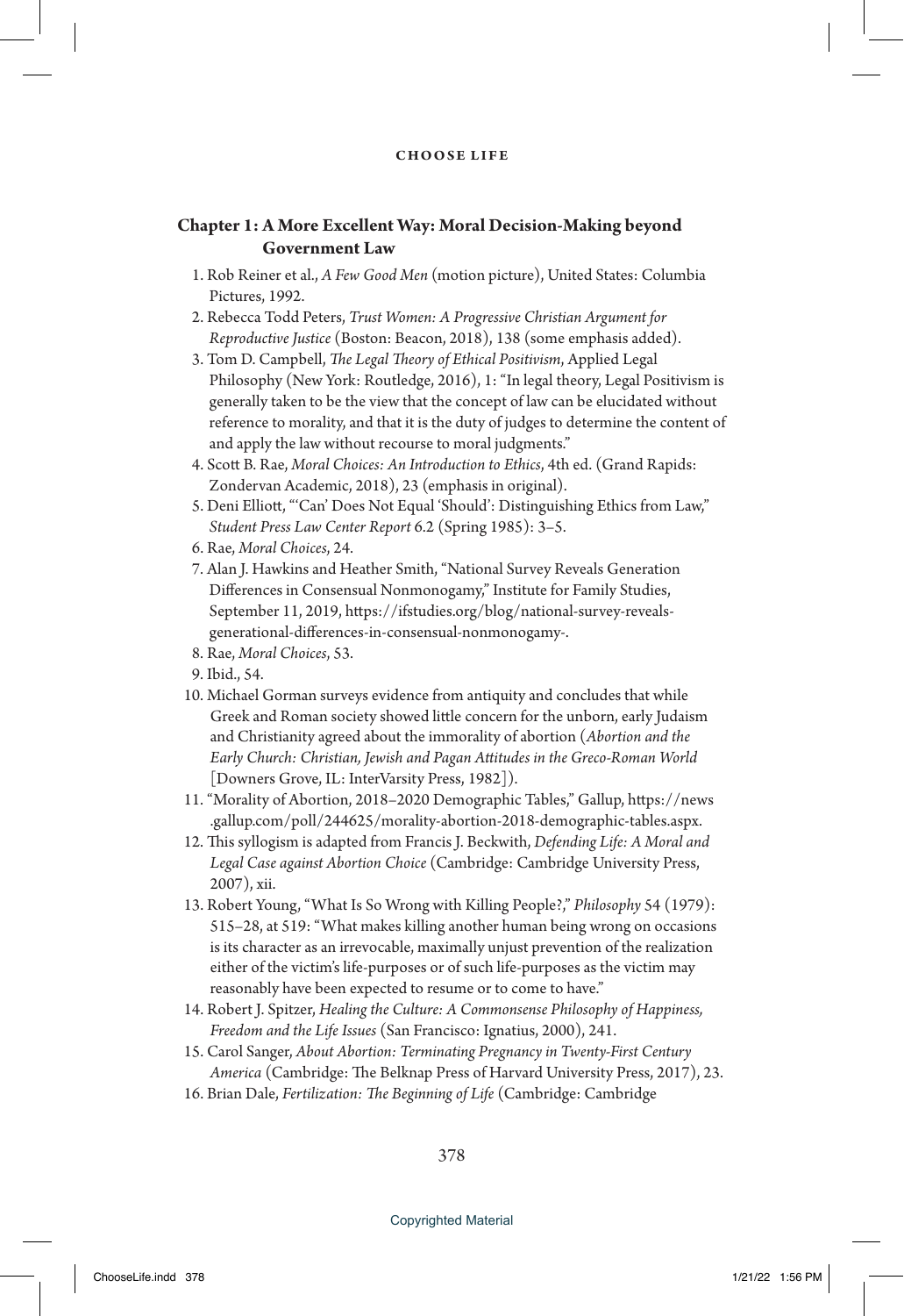## Chapter 1: A More Excellent Way: Moral Decision-Making beyond Government Law

1. Rob Reiner et al., *A Few Good Men* (motion picture), United States: Columbia Pictures, 1992.
2. Rebecca Todd Peters, *Trust Women: A Progressive Christian Argument for Reproductive Justice* (Boston: Beacon, 2018), 138 (some emphasis added).
3. Tom D. Campbell, *The Legal Theory of Ethical Positivism*, Applied Legal Philosophy (New York: Routledge, 2016), 1: "In legal theory, Legal Positivism is generally taken to be the view that the concept of law can be elucidated without reference to morality, and that it is the duty of judges to determine the content of and apply the law without recourse to moral judgments."
4. Scott B. Rae, *Moral Choices: An Introduction to Ethics*, 4th ed. (Grand Rapids: Zondervan Academic, 2018), 23 (emphasis in original).
5. Deni Elliott, "'Can' Does Not Equal 'Should': Distinguishing Ethics from Law," *Student Press Law Center Report* 6.2 (Spring 1985): 3–5.
6. Rae, *Moral Choices*, 24.
7. Alan J. Hawkins and Heather Smith, "National Survey Reveals Generation Differences in Consensual Nonmonogamy," Institute for Family Studies, September 11, 2019, https://ifstudies.org/blog/national-survey-reveals-generational-differences-in-consensual-nonmonogamy-.
8. Rae, *Moral Choices*, 53.
9. Ibid., 54.
10. Michael Gorman surveys evidence from antiquity and concludes that while Greek and Roman society showed little concern for the unborn, early Judaism and Christianity agreed about the immorality of abortion (*Abortion and the Early Church: Christian, Jewish and Pagan Attitudes in the Greco-Roman World* [Downers Grove, IL: InterVarsity Press, 1982]).
11. "Morality of Abortion, 2018–2020 Demographic Tables," Gallup, https://news.gallup.com/poll/244625/morality-abortion-2018-demographic-tables.aspx.
12. This syllogism is adapted from Francis J. Beckwith, *Defending Life: A Moral and Legal Case against Abortion Choice* (Cambridge: Cambridge University Press, 2007), xii.
13. Robert Young, "What Is So Wrong with Killing People?," *Philosophy* 54 (1979): 515–28, at 519: "What makes killing another human being wrong on occasions is its character as an irrevocable, maximally unjust prevention of the realization either of the victim's life-purposes or of such life-purposes as the victim may reasonably have been expected to resume or to come to have."
14. Robert J. Spitzer, *Healing the Culture: A Commonsense Philosophy of Happiness, Freedom and the Life Issues* (San Francisco: Ignatius, 2000), 241.
15. Carol Sanger, *About Abortion: Terminating Pregnancy in Twenty-First Century America* (Cambridge: The Belknap Press of Harvard University Press, 2017), 23.
16. Brian Dale, *Fertilization: The Beginning of Life* (Cambridge: Cambridge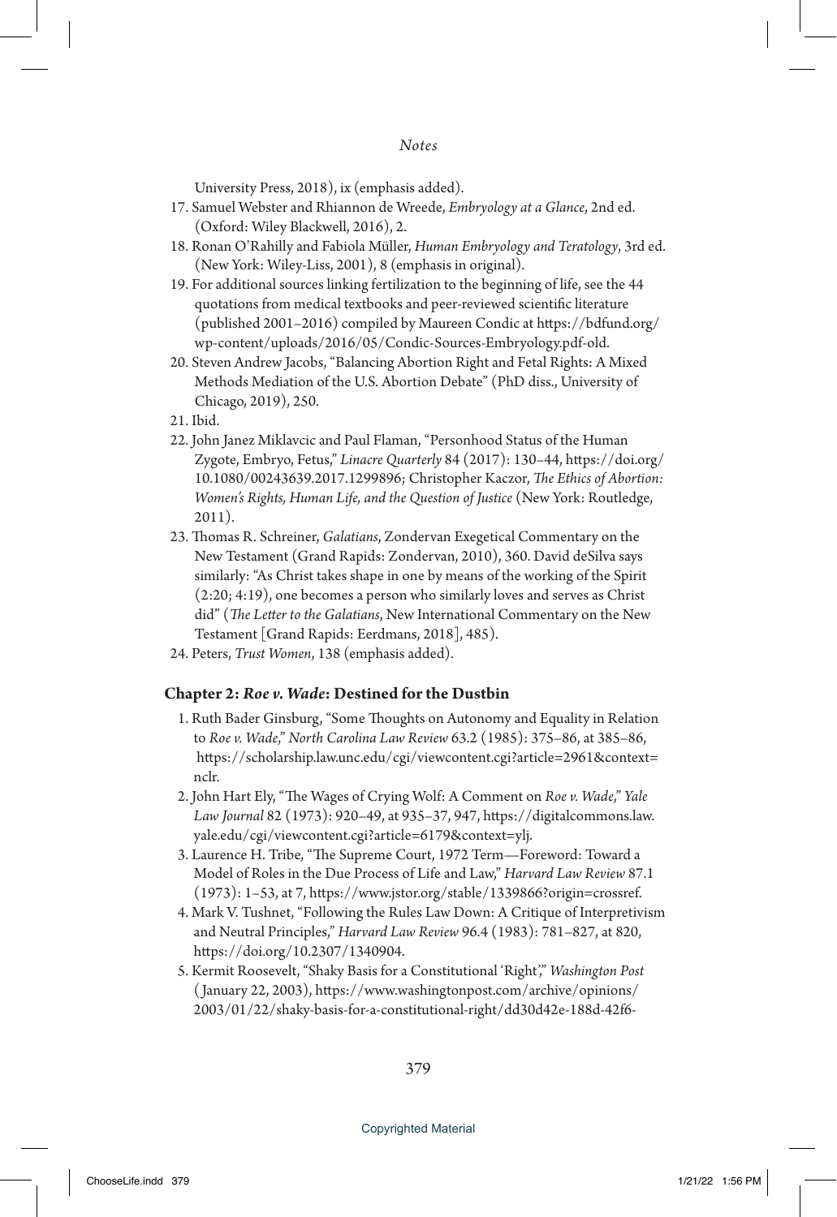University Press, 2018), ix (emphasis added).

17. Samuel Webster and Rhiannon de Wreede, *Embryology at a Glance*, 2nd ed. (Oxford: Wiley Blackwell, 2016), 2.
18. Ronan O'Rahilly and Fabiola Müller, *Human Embryology and Teratology*, 3rd ed. (New York: Wiley-Liss, 2001), 8 (emphasis in original).
19. For additional sources linking fertilization to the beginning of life, see the 44 quotations from medical textbooks and peer-reviewed scientific literature (published 2001–2016) compiled by Maureen Condic at https://bdfund.org/wp-content/uploads/2016/05/Condic-Sources-Embryology.pdf-old.
20. Steven Andrew Jacobs, "Balancing Abortion Right and Fetal Rights: A Mixed Methods Mediation of the U.S. Abortion Debate" (PhD diss., University of Chicago, 2019), 250.
21. Ibid.
22. John Janez Miklavcic and Paul Flaman, "Personhood Status of the Human Zygote, Embryo, Fetus," *Linacre Quarterly* 84 (2017): 130–44, https://doi.org/10.1080/00243639.2017.1299896; Christopher Kaczor, *The Ethics of Abortion: Women's Rights, Human Life, and the Question of Justice* (New York: Routledge, 2011).
23. Thomas R. Schreiner, *Galatians*, Zondervan Exegetical Commentary on the New Testament (Grand Rapids: Zondervan, 2010), 360. David deSilva says similarly: "As Christ takes shape in one by means of the working of the Spirit (2:20; 4:19), one becomes a person who similarly loves and serves as Christ did" (*The Letter to the Galatians*, New International Commentary on the New Testament [Grand Rapids: Eerdmans, 2018], 485).
24. Peters, *Trust Women*, 138 (emphasis added).

### Chapter 2: *Roe v. Wade*: Destined for the Dustbin

1. Ruth Bader Ginsburg, "Some Thoughts on Autonomy and Equality in Relation to *Roe v. Wade*," *North Carolina Law Review* 63.2 (1985): 375–86, at 385–86, https://scholarship.law.unc.edu/cgi/viewcontent.cgi?article=2961&context=nclr.
2. John Hart Ely, "The Wages of Crying Wolf: A Comment on *Roe v. Wade*," *Yale Law Journal* 82 (1973): 920–49, at 935–37, 947, https://digitalcommons.law.yale.edu/cgi/viewcontent.cgi?article=6179&context=ylj.
3. Laurence H. Tribe, "The Supreme Court, 1972 Term—Foreword: Toward a Model of Roles in the Due Process of Life and Law," *Harvard Law Review* 87.1 (1973): 1–53, at 7, https://www.jstor.org/stable/1339866?origin=crossref.
4. Mark V. Tushnet, "Following the Rules Law Down: A Critique of Interpretivism and Neutral Principles," *Harvard Law Review* 96.4 (1983): 781–827, at 820, https://doi.org/10.2307/1340904.
5. Kermit Roosevelt, "Shaky Basis for a Constitutional 'Right'," *Washington Post* (January 22, 2003), https://www.washingtonpost.com/archive/opinions/2003/01/22/shaky-basis-for-a-constitutional-right/dd30d42e-188d-42f6-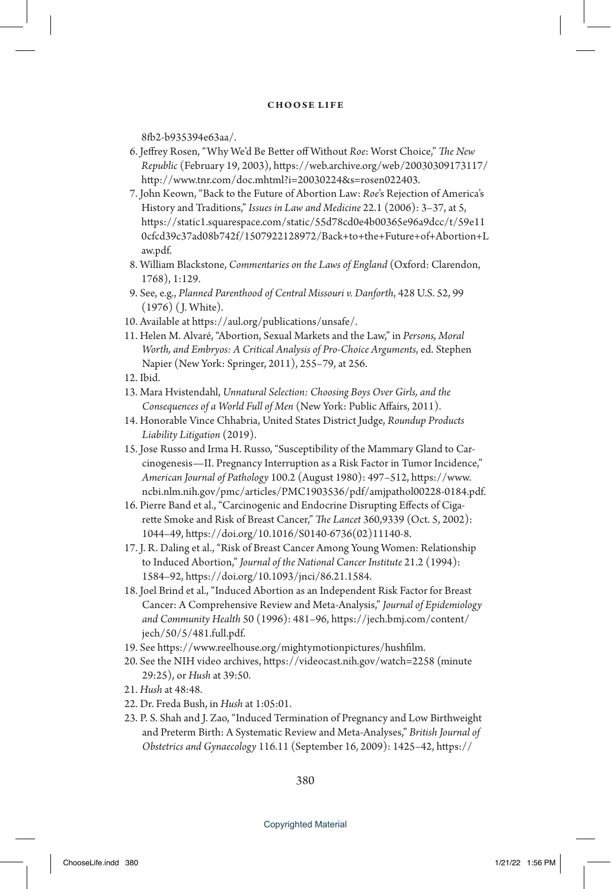8fb2-b935394e63aa/.

6. Jeffrey Rosen, "Why We'd Be Better off Without *Roe*: Worst Choice," *The New Republic* (February 19, 2003), https://web.archive.org/web/20030309173117/http://www.tnr.com/doc.mhtml?i=20030224&s=rosen022403.
7. John Keown, "Back to the Future of Abortion Law: *Roe*'s Rejection of America's History and Traditions," *Issues in Law and Medicine* 22.1 (2006): 3–37, at 5, https://static1.squarespace.com/static/55d78cd0e4b00365e96a9dcc/t/59e110cfcd39c37ad08b742f/1507922128972/Back+to+the+Future+of+Abortion+Law.pdf.
8. William Blackstone, *Commentaries on the Laws of England* (Oxford: Clarendon, 1768), 1:129.
9. See, e.g., *Planned Parenthood of Central Missouri v. Danforth*, 428 U.S. 52, 99 (1976) (J. White).
10. Available at https://aul.org/publications/unsafe/.
11. Helen M. Alvaré, "Abortion, Sexual Markets and the Law," in *Persons, Moral Worth, and Embryos: A Critical Analysis of Pro-Choice Arguments*, ed. Stephen Napier (New York: Springer, 2011), 255–79, at 256.
12. Ibid.
13. Mara Hvistendahl, *Unnatural Selection: Choosing Boys Over Girls, and the Consequences of a World Full of Men* (New York: Public Affairs, 2011).
14. Honorable Vince Chhabria, United States District Judge, *Roundup Products Liability Litigation* (2019).
15. Jose Russo and Irma H. Russo, "Susceptibility of the Mammary Gland to Carcinogenesis—II. Pregnancy Interruption as a Risk Factor in Tumor Incidence," *American Journal of Pathology* 100.2 (August 1980): 497–512, https://www.ncbi.nlm.nih.gov/pmc/articles/PMC1903536/pdf/amjpathol00228-0184.pdf.
16. Pierre Band et al., "Carcinogenic and Endocrine Disrupting Effects of Cigarette Smoke and Risk of Breast Cancer," *The Lancet* 360,9339 (Oct. 5, 2002): 1044–49, https://doi.org/10.1016/S0140-6736(02)11140-8.
17. J. R. Daling et al., "Risk of Breast Cancer Among Young Women: Relationship to Induced Abortion," *Journal of the National Cancer Institute* 21.2 (1994): 1584–92, https://doi.org/10.1093/jnci/86.21.1584.
18. Joel Brind et al., "Induced Abortion as an Independent Risk Factor for Breast Cancer: A Comprehensive Review and Meta-Analysis," *Journal of Epidemiology and Community Health* 50 (1996): 481–96, https://jech.bmj.com/content/jech/50/5/481.full.pdf.
19. See https://www.reelhouse.org/mightymotionpictures/hushfilm.
20. See the NIH video archives, https://videocast.nih.gov/watch=2258 (minute 29:25), or *Hush* at 39:50.
21. *Hush* at 48:48.
22. Dr. Freda Bush, in *Hush* at 1:05:01.
23. P. S. Shah and J. Zao, "Induced Termination of Pregnancy and Low Birthweight and Preterm Birth: A Systematic Review and Meta-Analyses," *British Journal of Obstetrics and Gynaecology* 116.11 (September 16, 2009): 1425–42, https://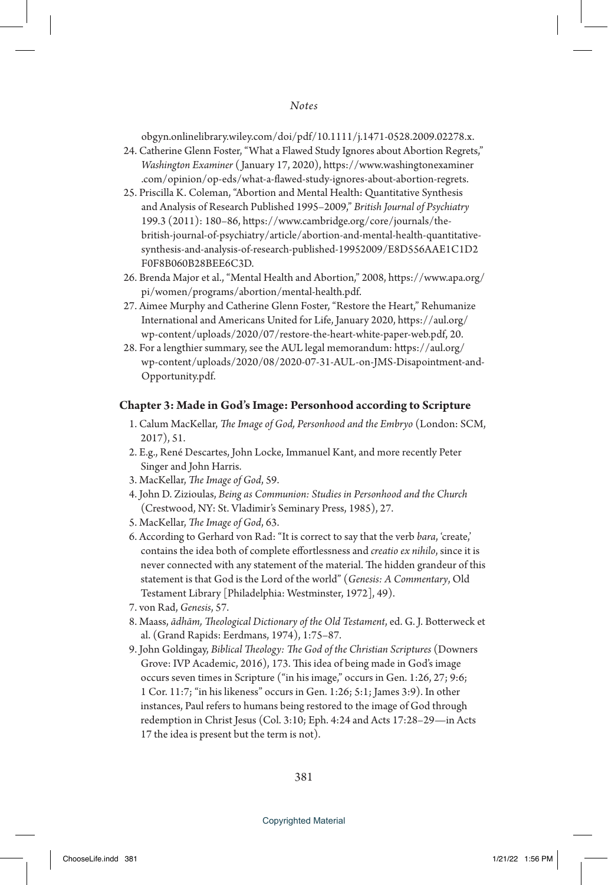obgyn.onlinelibrary.wiley.com/doi/pdf/10.1111/j.1471-0528.2009.02278.x.

24. Catherine Glenn Foster, "What a Flawed Study Ignores about Abortion Regrets," *Washington Examiner* (January 17, 2020), https://www.washingtonexaminer.com/opinion/op-eds/what-a-flawed-study-ignores-about-abortion-regrets.
25. Priscilla K. Coleman, "Abortion and Mental Health: Quantitative Synthesis and Analysis of Research Published 1995–2009," *British Journal of Psychiatry* 199.3 (2011): 180–86, https://www.cambridge.org/core/journals/the-british-journal-of-psychiatry/article/abortion-and-mental-health-quantitative-synthesis-and-analysis-of-research-published-19952009/E8D556AAE1C1D2F0F8B060B28BEE6C3D.
26. Brenda Major et al., "Mental Health and Abortion," 2008, https://www.apa.org/pi/women/programs/abortion/mental-health.pdf.
27. Aimee Murphy and Catherine Glenn Foster, "Restore the Heart," Rehumanize International and Americans United for Life, January 2020, https://aul.org/wp-content/uploads/2020/07/restore-the-heart-white-paper-web.pdf, 20.
28. For a lengthier summary, see the AUL legal memorandum: https://aul.org/wp-content/uploads/2020/08/2020-07-31-AUL-on-JMS-Disapointment-and-Opportunity.pdf.

### Chapter 3: Made in God's Image: Personhood according to Scripture

1. Calum MacKellar, *The Image of God, Personhood and the Embryo* (London: SCM, 2017), 51.
2. E.g., René Descartes, John Locke, Immanuel Kant, and more recently Peter Singer and John Harris.
3. MacKellar, *The Image of God*, 59.
4. John D. Zizioulas, *Being as Communion: Studies in Personhood and the Church* (Crestwood, NY: St. Vladimir's Seminary Press, 1985), 27.
5. MacKellar, *The Image of God*, 63.
6. According to Gerhard von Rad: "It is correct to say that the verb *bara*, 'create,' contains the idea both of complete effortlessness and *creatio ex nihilo*, since it is never connected with any statement of the material. The hidden grandeur of this statement is that God is the Lord of the world" (*Genesis: A Commentary*, Old Testament Library [Philadelphia: Westminster, 1972], 49).
7. von Rad, *Genesis*, 57.
8. Maass, *ādhām, Theological Dictionary of the Old Testament*, ed. G. J. Botterweck et al. (Grand Rapids: Eerdmans, 1974), 1:75–87.
9. John Goldingay, *Biblical Theology: The God of the Christian Scriptures* (Downers Grove: IVP Academic, 2016), 173. This idea of being made in God's image occurs seven times in Scripture ("in his image," occurs in Gen. 1:26, 27; 9:6; 1 Cor. 11:7; "in his likeness" occurs in Gen. 1:26; 5:1; James 3:9). In other instances, Paul refers to humans being restored to the image of God through redemption in Christ Jesus (Col. 3:10; Eph. 4:24 and Acts 17:28–29—in Acts 17 the idea is present but the term is not).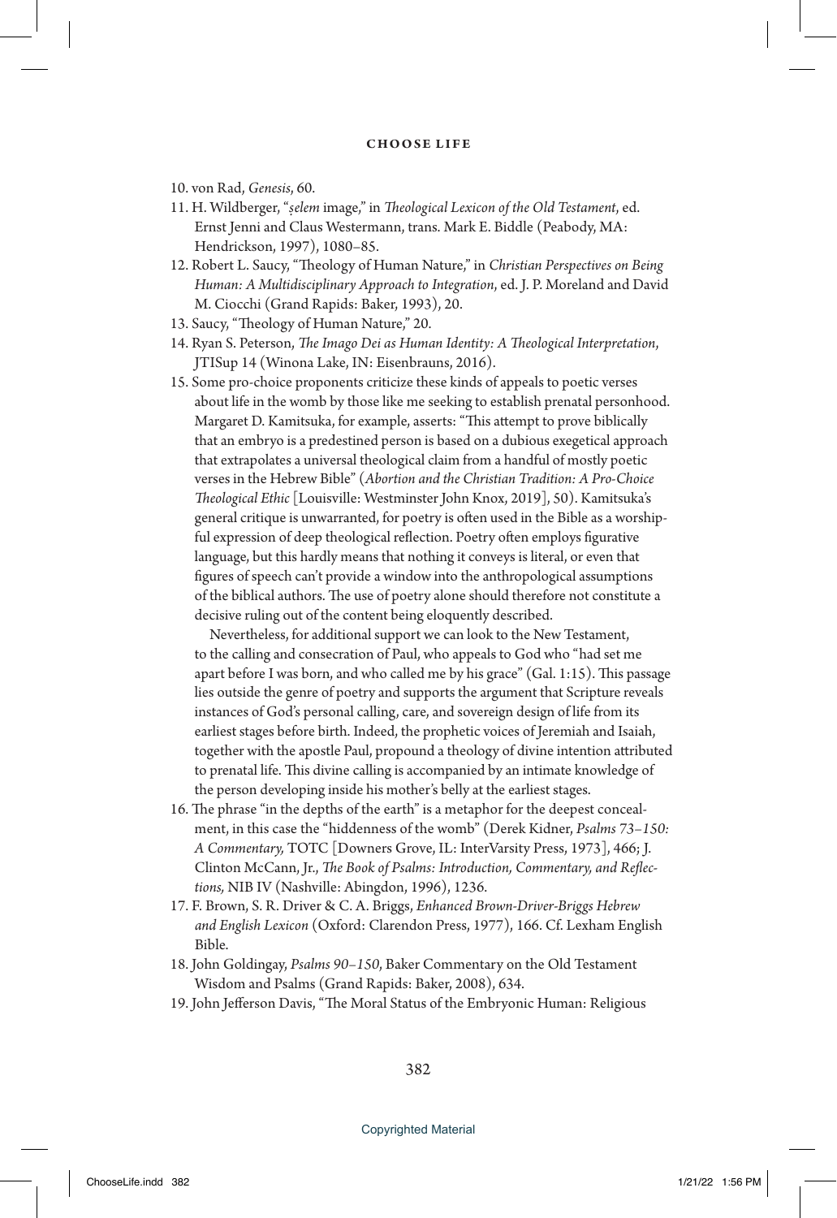10. von Rad, *Genesis*, 60.
11. H. Wildberger, "*ṣelem* image," in *Theological Lexicon of the Old Testament*, ed. Ernst Jenni and Claus Westermann, trans. Mark E. Biddle (Peabody, MA: Hendrickson, 1997), 1080–85.
12. Robert L. Saucy, "Theology of Human Nature," in *Christian Perspectives on Being Human: A Multidisciplinary Approach to Integration*, ed. J. P. Moreland and David M. Ciocchi (Grand Rapids: Baker, 1993), 20.
13. Saucy, "Theology of Human Nature," 20.
14. Ryan S. Peterson, *The Imago Dei as Human Identity: A Theological Interpretation*, JTISup 14 (Winona Lake, IN: Eisenbrauns, 2016).
15. Some pro-choice proponents criticize these kinds of appeals to poetic verses about life in the womb by those like me seeking to establish prenatal personhood. Margaret D. Kamitsuka, for example, asserts: "This attempt to prove biblically that an embryo is a predestined person is based on a dubious exegetical approach that extrapolates a universal theological claim from a handful of mostly poetic verses in the Hebrew Bible" (*Abortion and the Christian Tradition: A Pro-Choice Theological Ethic* [Louisville: Westminster John Knox, 2019], 50). Kamitsuka's general critique is unwarranted, for poetry is often used in the Bible as a worshipful expression of deep theological reflection. Poetry often employs figurative language, but this hardly means that nothing it conveys is literal, or even that figures of speech can't provide a window into the anthropological assumptions of the biblical authors. The use of poetry alone should therefore not constitute a decisive ruling out of the content being eloquently described.

    Nevertheless, for additional support we can look to the New Testament, to the calling and consecration of Paul, who appeals to God who "had set me apart before I was born, and who called me by his grace" (Gal. 1:15). This passage lies outside the genre of poetry and supports the argument that Scripture reveals instances of God's personal calling, care, and sovereign design of life from its earliest stages before birth. Indeed, the prophetic voices of Jeremiah and Isaiah, together with the apostle Paul, propound a theology of divine intention attributed to prenatal life. This divine calling is accompanied by an intimate knowledge of the person developing inside his mother's belly at the earliest stages.
16. The phrase "in the depths of the earth" is a metaphor for the deepest concealment, in this case the "hiddenness of the womb" (Derek Kidner, *Psalms 73–150: A Commentary,* TOTC [Downers Grove, IL: InterVarsity Press, 1973], 466; J. Clinton McCann, Jr., *The Book of Psalms: Introduction, Commentary, and Reflections,* NIB IV (Nashville: Abingdon, 1996), 1236.
17. F. Brown, S. R. Driver & C. A. Briggs, *Enhanced Brown-Driver-Briggs Hebrew and English Lexicon* (Oxford: Clarendon Press, 1977), 166. Cf. Lexham English Bible.
18. John Goldingay, *Psalms 90–150*, Baker Commentary on the Old Testament Wisdom and Psalms (Grand Rapids: Baker, 2008), 634.
19. John Jefferson Davis, "The Moral Status of the Embryonic Human: Religious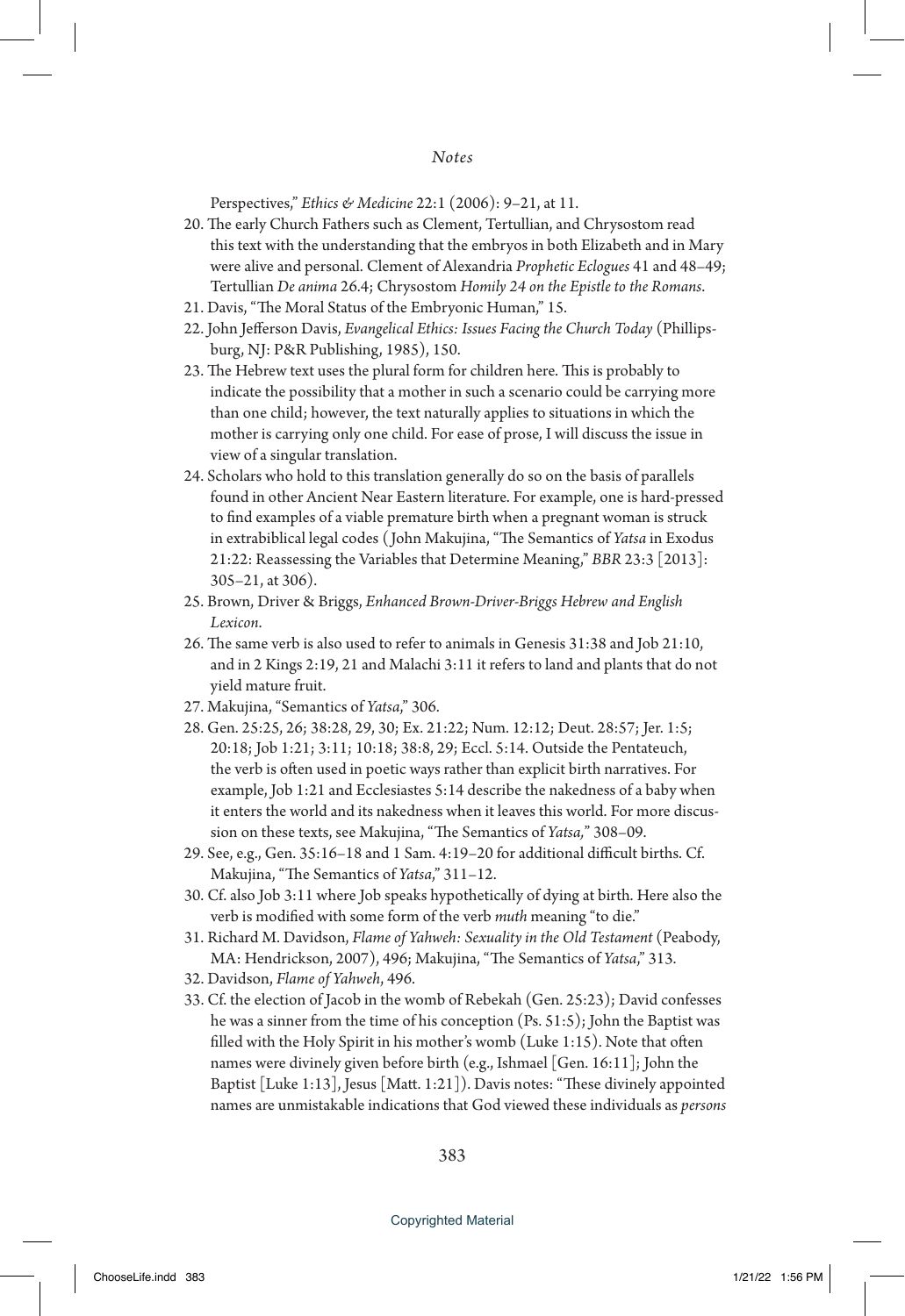Perspectives," *Ethics & Medicine* 22:1 (2006): 9–21, at 11.

20. The early Church Fathers such as Clement, Tertullian, and Chrysostom read this text with the understanding that the embryos in both Elizabeth and in Mary were alive and personal. Clement of Alexandria *Prophetic Eclogues* 41 and 48–49; Tertullian *De anima* 26.4; Chrysostom *Homily 24 on the Epistle to the Romans*.
21. Davis, "The Moral Status of the Embryonic Human," 15.
22. John Jefferson Davis, *Evangelical Ethics: Issues Facing the Church Today* (Phillipsburg, NJ: P&R Publishing, 1985), 150.
23. The Hebrew text uses the plural form for children here. This is probably to indicate the possibility that a mother in such a scenario could be carrying more than one child; however, the text naturally applies to situations in which the mother is carrying only one child. For ease of prose, I will discuss the issue in view of a singular translation.
24. Scholars who hold to this translation generally do so on the basis of parallels found in other Ancient Near Eastern literature. For example, one is hard-pressed to find examples of a viable premature birth when a pregnant woman is struck in extrabiblical legal codes (John Makujina, "The Semantics of *Yatsa* in Exodus 21:22: Reassessing the Variables that Determine Meaning," *BBR* 23:3 [2013]: 305–21, at 306).
25. Brown, Driver & Briggs, *Enhanced Brown-Driver-Briggs Hebrew and English Lexicon*.
26. The same verb is also used to refer to animals in Genesis 31:38 and Job 21:10, and in 2 Kings 2:19, 21 and Malachi 3:11 it refers to land and plants that do not yield mature fruit.
27. Makujina, "Semantics of *Yatsa*," 306.
28. Gen. 25:25, 26; 38:28, 29, 30; Ex. 21:22; Num. 12:12; Deut. 28:57; Jer. 1:5; 20:18; Job 1:21; 3:11; 10:18; 38:8, 29; Eccl. 5:14. Outside the Pentateuch, the verb is often used in poetic ways rather than explicit birth narratives. For example, Job 1:21 and Ecclesiastes 5:14 describe the nakedness of a baby when it enters the world and its nakedness when it leaves this world. For more discussion on these texts, see Makujina, "The Semantics of *Yatsa,*" 308–09.
29. See, e.g., Gen. 35:16–18 and 1 Sam. 4:19–20 for additional difficult births. Cf. Makujina, "The Semantics of *Yatsa*," 311–12.
30. Cf. also Job 3:11 where Job speaks hypothetically of dying at birth. Here also the verb is modified with some form of the verb *muth* meaning "to die."
31. Richard M. Davidson, *Flame of Yahweh: Sexuality in the Old Testament* (Peabody, MA: Hendrickson, 2007), 496; Makujina, "The Semantics of *Yatsa*," 313.
32. Davidson, *Flame of Yahweh*, 496.
33. Cf. the election of Jacob in the womb of Rebekah (Gen. 25:23); David confesses he was a sinner from the time of his conception (Ps. 51:5); John the Baptist was filled with the Holy Spirit in his mother's womb (Luke 1:15). Note that often names were divinely given before birth (e.g., Ishmael [Gen. 16:11]; John the Baptist [Luke 1:13], Jesus [Matt. 1:21]). Davis notes: "These divinely appointed names are unmistakable indications that God viewed these individuals as *persons*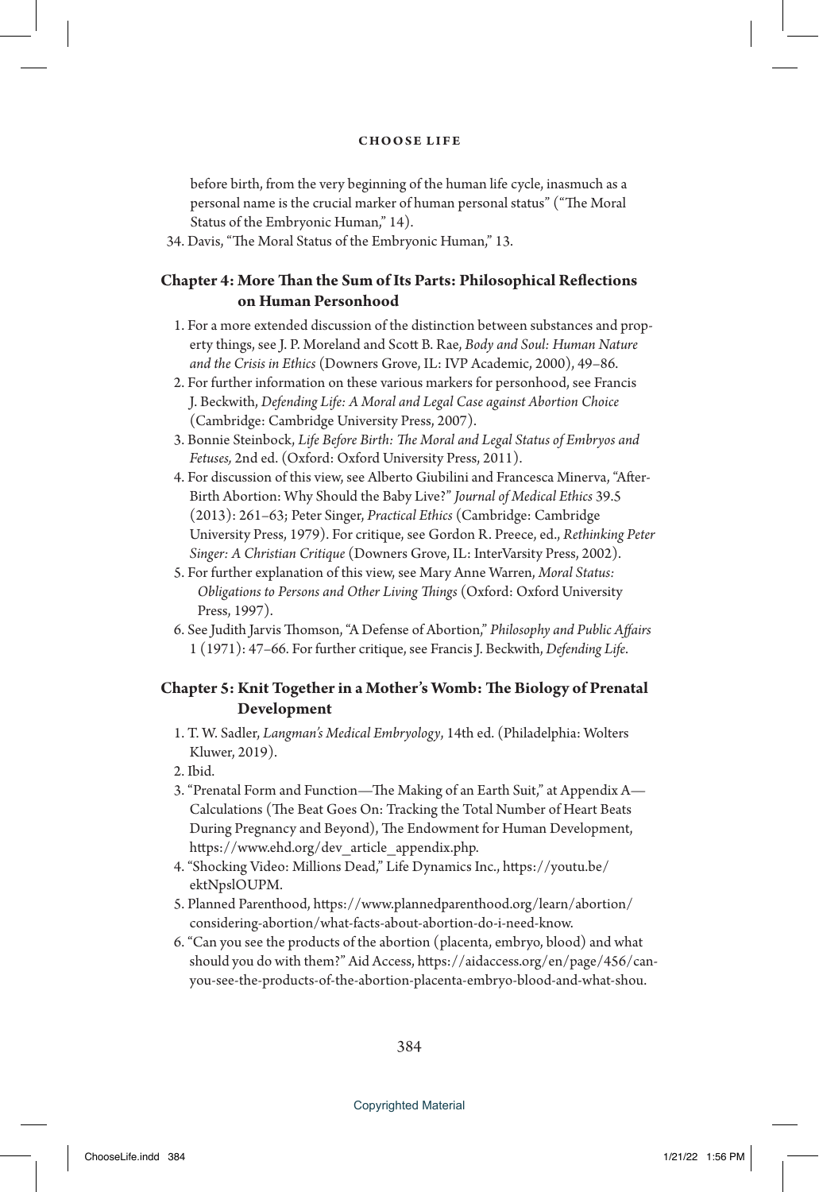before birth, from the very beginning of the human life cycle, inasmuch as a personal name is the crucial marker of human personal status" ("The Moral Status of the Embryonic Human," 14).

34. Davis, "The Moral Status of the Embryonic Human," 13.

## Chapter 4: More Than the Sum of Its Parts: Philosophical Reflections on Human Personhood

1. For a more extended discussion of the distinction between substances and property things, see J. P. Moreland and Scott B. Rae, *Body and Soul: Human Nature and the Crisis in Ethics* (Downers Grove, IL: IVP Academic, 2000), 49–86.
2. For further information on these various markers for personhood, see Francis J. Beckwith, *Defending Life: A Moral and Legal Case against Abortion Choice* (Cambridge: Cambridge University Press, 2007).
3. Bonnie Steinbock, *Life Before Birth: The Moral and Legal Status of Embryos and Fetuses,* 2nd ed. (Oxford: Oxford University Press, 2011).
4. For discussion of this view, see Alberto Giubilini and Francesca Minerva, "After-Birth Abortion: Why Should the Baby Live?" *Journal of Medical Ethics* 39.5 (2013): 261–63; Peter Singer, *Practical Ethics* (Cambridge: Cambridge University Press, 1979). For critique, see Gordon R. Preece, ed., *Rethinking Peter Singer: A Christian Critique* (Downers Grove, IL: InterVarsity Press, 2002).
5. For further explanation of this view, see Mary Anne Warren, *Moral Status: Obligations to Persons and Other Living Things* (Oxford: Oxford University Press, 1997).
6. See Judith Jarvis Thomson, "A Defense of Abortion," *Philosophy and Public Affairs* 1 (1971): 47–66. For further critique, see Francis J. Beckwith, *Defending Life*.

## Chapter 5: Knit Together in a Mother's Womb: The Biology of Prenatal Development

1. T. W. Sadler, *Langman's Medical Embryology*, 14th ed. (Philadelphia: Wolters Kluwer, 2019).
2. Ibid.
3. "Prenatal Form and Function—The Making of an Earth Suit," at Appendix A—Calculations (The Beat Goes On: Tracking the Total Number of Heart Beats During Pregnancy and Beyond), The Endowment for Human Development, https://www.ehd.org/dev_article_appendix.php.
4. "Shocking Video: Millions Dead," Life Dynamics Inc., https://youtu.be/ektNpslOUPM.
5. Planned Parenthood, https://www.plannedparenthood.org/learn/abortion/considering-abortion/what-facts-about-abortion-do-i-need-know.
6. "Can you see the products of the abortion (placenta, embryo, blood) and what should you do with them?" Aid Access, https://aidaccess.org/en/page/456/can-you-see-the-products-of-the-abortion-placenta-embryo-blood-and-what-shou.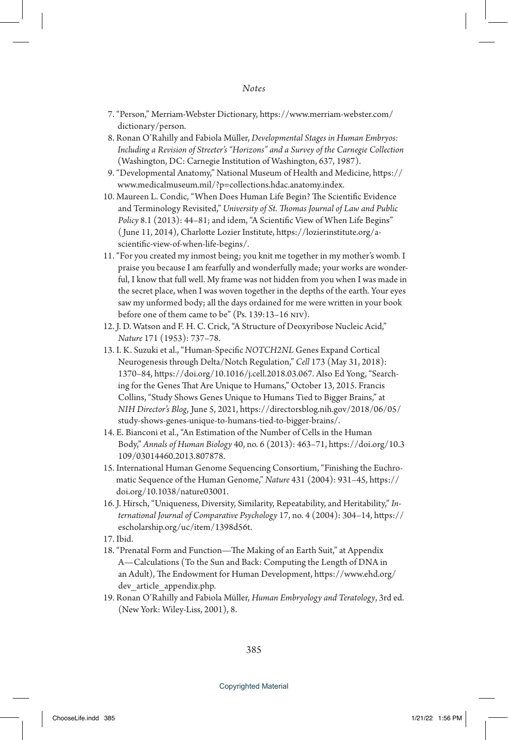*Notes*

7. "Person," Merriam-Webster Dictionary, https://www.merriam-webster.com/dictionary/person.
8. Ronan O'Rahilly and Fabiola Müller, *Developmental Stages in Human Embryos: Including a Revision of Streeter's "Horizons" and a Survey of the Carnegie Collection* (Washington, DC: Carnegie Institution of Washington, 637, 1987).
9. "Developmental Anatomy," National Museum of Health and Medicine, https://www.medicalmuseum.mil/?p=collections.hdac.anatomy.index.
10. Maureen L. Condic, "When Does Human Life Begin? The Scientific Evidence and Terminology Revisited," *University of St. Thomas Journal of Law and Public Policy* 8.1 (2013): 44–81; and idem, "A Scientific View of When Life Begins" (June 11, 2014), Charlotte Lozier Institute, https://lozierinstitute.org/a-scientific-view-of-when-life-begins/.
11. "For you created my inmost being; you knit me together in my mother's womb. I praise you because I am fearfully and wonderfully made; your works are wonderful, I know that full well. My frame was not hidden from you when I was made in the secret place, when I was woven together in the depths of the earth. Your eyes saw my unformed body; all the days ordained for me were written in your book before one of them came to be" (Ps. 139:13–16 NIV).
12. J. D. Watson and F. H. C. Crick, "A Structure of Deoxyribose Nucleic Acid," *Nature* 171 (1953): 737–78.
13. I. K. Suzuki et al., "Human-Specific *NOTCH2NL* Genes Expand Cortical Neurogenesis through Delta/Notch Regulation," *Cell* 173 (May 31, 2018): 1370–84, https://doi.org/10.1016/j.cell.2018.03.067. Also Ed Yong, "Searching for the Genes That Are Unique to Humans," October 13, 2015. Francis Collins, "Study Shows Genes Unique to Humans Tied to Bigger Brains," at *NIH Director's Blog*, June 5, 2021, https://directorsblog.nih.gov/2018/06/05/study-shows-genes-unique-to-humans-tied-to-bigger-brains/.
14. E. Bianconi et al., "An Estimation of the Number of Cells in the Human Body," *Annals of Human Biology* 40, no. 6 (2013): 463–71, https://doi.org/10.3109/03014460.2013.807878.
15. International Human Genome Sequencing Consortium, "Finishing the Euchromatic Sequence of the Human Genome," *Nature* 431 (2004): 931–45, https://doi.org/10.1038/nature03001.
16. J. Hirsch, "Uniqueness, Diversity, Similarity, Repeatability, and Heritability," *International Journal of Comparative Psychology* 17, no. 4 (2004): 304–14, https://escholarship.org/uc/item/1398d56t.
17. Ibid.
18. "Prenatal Form and Function—The Making of an Earth Suit," at Appendix A—Calculations (To the Sun and Back: Computing the Length of DNA in an Adult), The Endowment for Human Development, https://www.ehd.org/dev_article_appendix.php.
19. Ronan O'Rahilly and Fabiola Müller, *Human Embryology and Teratology*, 3rd ed. (New York: Wiley-Liss, 2001), 8.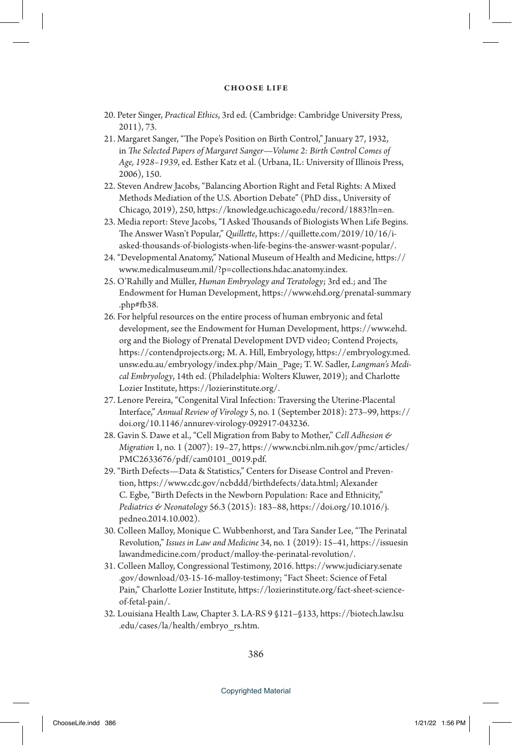20. Peter Singer, *Practical Ethics*, 3rd ed. (Cambridge: Cambridge University Press, 2011), 73.
21. Margaret Sanger, "The Pope's Position on Birth Control," January 27, 1932, in *The Selected Papers of Margaret Sanger—Volume 2: Birth Control Comes of Age, 1928–1939*, ed. Esther Katz et al. (Urbana, IL: University of Illinois Press, 2006), 150.
22. Steven Andrew Jacobs, "Balancing Abortion Right and Fetal Rights: A Mixed Methods Mediation of the U.S. Abortion Debate" (PhD diss., University of Chicago, 2019), 250, https://knowledge.uchicago.edu/record/1883?ln=en.
23. Media report: Steve Jacobs, "I Asked Thousands of Biologists When Life Begins. The Answer Wasn't Popular," *Quillette*, https://quillette.com/2019/10/16/i-asked-thousands-of-biologists-when-life-begins-the-answer-wasnt-popular/.
24. "Developmental Anatomy," National Museum of Health and Medicine, https://www.medicalmuseum.mil/?p=collections.hdac.anatomy.index.
25. O'Rahilly and Müller, *Human Embryology and Teratology*; 3rd ed.; and The Endowment for Human Development, https://www.ehd.org/prenatal-summary.php#fb38.
26. For helpful resources on the entire process of human embryonic and fetal development, see the Endowment for Human Development, https://www.ehd.org and the Biology of Prenatal Development DVD video; Contend Projects, https://contendprojects.org; M. A. Hill, Embryology, https://embryology.med.unsw.edu.au/embryology/index.php/Main_Page; T. W. Sadler, *Langman's Medical Embryology*, 14th ed. (Philadelphia: Wolters Kluwer, 2019); and Charlotte Lozier Institute, https://lozierinstitute.org/.
27. Lenore Pereira, "Congenital Viral Infection: Traversing the Uterine-Placental Interface," *Annual Review of Virology* 5, no. 1 (September 2018): 273–99, https://doi.org/10.1146/annurev-virology-092917-043236.
28. Gavin S. Dawe et al., "Cell Migration from Baby to Mother," *Cell Adhesion & Migration* 1, no. 1 (2007): 19–27, https://www.ncbi.nlm.nih.gov/pmc/articles/PMC2633676/pdf/cam0101_0019.pdf.
29. "Birth Defects—Data & Statistics," Centers for Disease Control and Prevention, https://www.cdc.gov/ncbddd/birthdefects/data.html; Alexander C. Egbe, "Birth Defects in the Newborn Population: Race and Ethnicity," *Pediatrics & Neonatology* 56.3 (2015): 183–88, https://doi.org/10.1016/j.pedneo.2014.10.002).
30. Colleen Malloy, Monique C. Wubbenhorst, and Tara Sander Lee, "The Perinatal Revolution," *Issues in Law and Medicine* 34, no. 1 (2019): 15–41, https://issuesinlawandmedicine.com/product/malloy-the-perinatal-revolution/.
31. Colleen Malloy, Congressional Testimony, 2016. https://www.judiciary.senate.gov/download/03-15-16-malloy-testimony; "Fact Sheet: Science of Fetal Pain," Charlotte Lozier Institute, https://lozierinstitute.org/fact-sheet-science-of-fetal-pain/.
32. Louisiana Health Law, Chapter 3. LA-RS 9 §121–§133, https://biotech.law.lsu.edu/cases/la/health/embryo_rs.htm.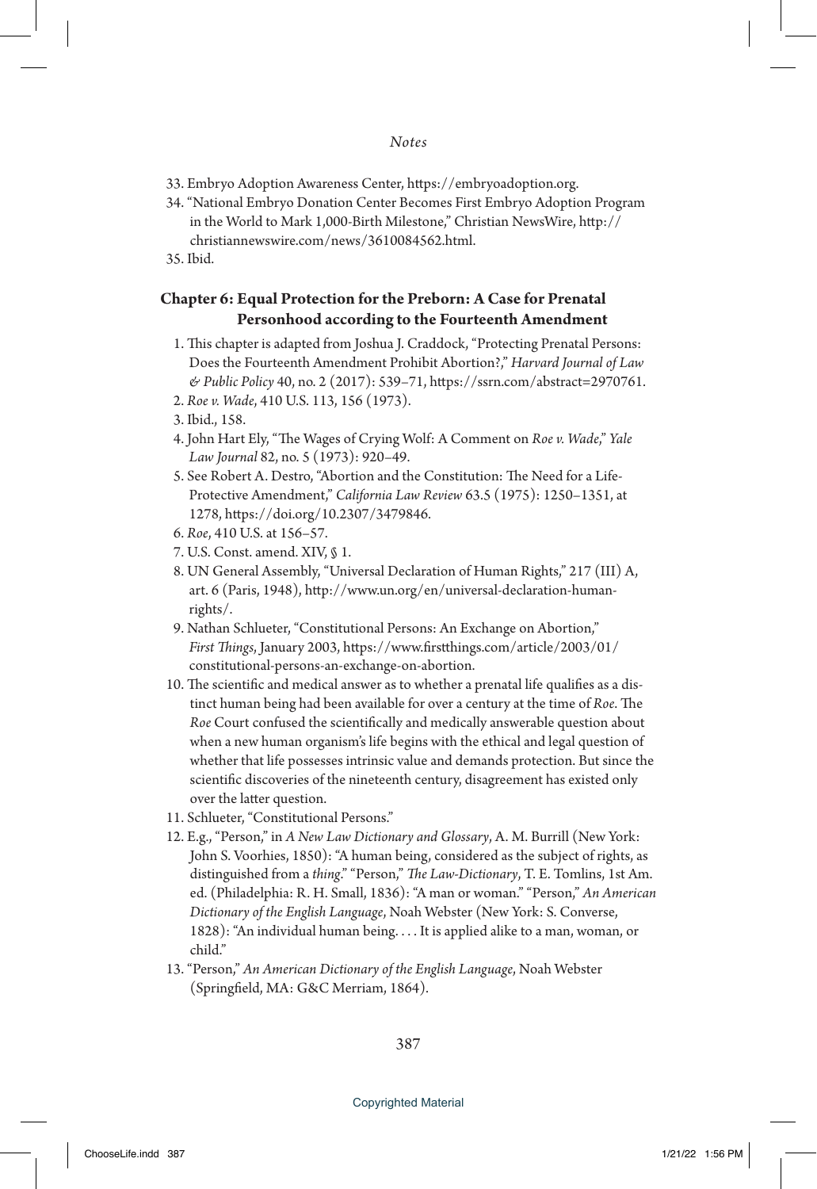33. Embryo Adoption Awareness Center, https://embryoadoption.org.

34. "National Embryo Donation Center Becomes First Embryo Adoption Program in the World to Mark 1,000-Birth Milestone," Christian NewsWire, http://christiannewswire.com/news/3610084562.html.

35. Ibid.

## Chapter 6: Equal Protection for the Preborn: A Case for Prenatal Personhood according to the Fourteenth Amendment

1. This chapter is adapted from Joshua J. Craddock, "Protecting Prenatal Persons: Does the Fourteenth Amendment Prohibit Abortion?," *Harvard Journal of Law & Public Policy* 40, no. 2 (2017): 539–71, https://ssrn.com/abstract=2970761.
2. *Roe v. Wade*, 410 U.S. 113, 156 (1973).
3. Ibid., 158.
4. John Hart Ely, "The Wages of Crying Wolf: A Comment on *Roe v. Wade*," *Yale Law Journal* 82, no. 5 (1973): 920–49.
5. See Robert A. Destro, "Abortion and the Constitution: The Need for a Life-Protective Amendment," *California Law Review* 63.5 (1975): 1250–1351, at 1278, https://doi.org/10.2307/3479846.
6. *Roe*, 410 U.S. at 156–57.
7. U.S. Const. amend. XIV, § 1.
8. UN General Assembly, "Universal Declaration of Human Rights," 217 (III) A, art. 6 (Paris, 1948), http://www.un.org/en/universal-declaration-human-rights/.
9. Nathan Schlueter, "Constitutional Persons: An Exchange on Abortion," *First Things*, January 2003, https://www.firstthings.com/article/2003/01/constitutional-persons-an-exchange-on-abortion.
10. The scientific and medical answer as to whether a prenatal life qualifies as a distinct human being had been available for over a century at the time of *Roe*. The *Roe* Court confused the scientifically and medically answerable question about when a new human organism's life begins with the ethical and legal question of whether that life possesses intrinsic value and demands protection. But since the scientific discoveries of the nineteenth century, disagreement has existed only over the latter question.
11. Schlueter, "Constitutional Persons."
12. E.g., "Person," in *A New Law Dictionary and Glossary*, A. M. Burrill (New York: John S. Voorhies, 1850): "A human being, considered as the subject of rights, as distinguished from a *thing*." "Person," *The Law-Dictionary*, T. E. Tomlins, 1st Am. ed. (Philadelphia: R. H. Small, 1836): "A man or woman." "Person," *An American Dictionary of the English Language*, Noah Webster (New York: S. Converse, 1828): "An individual human being. . . . It is applied alike to a man, woman, or child."
13. "Person," *An American Dictionary of the English Language*, Noah Webster (Springfield, MA: G&C Merriam, 1864).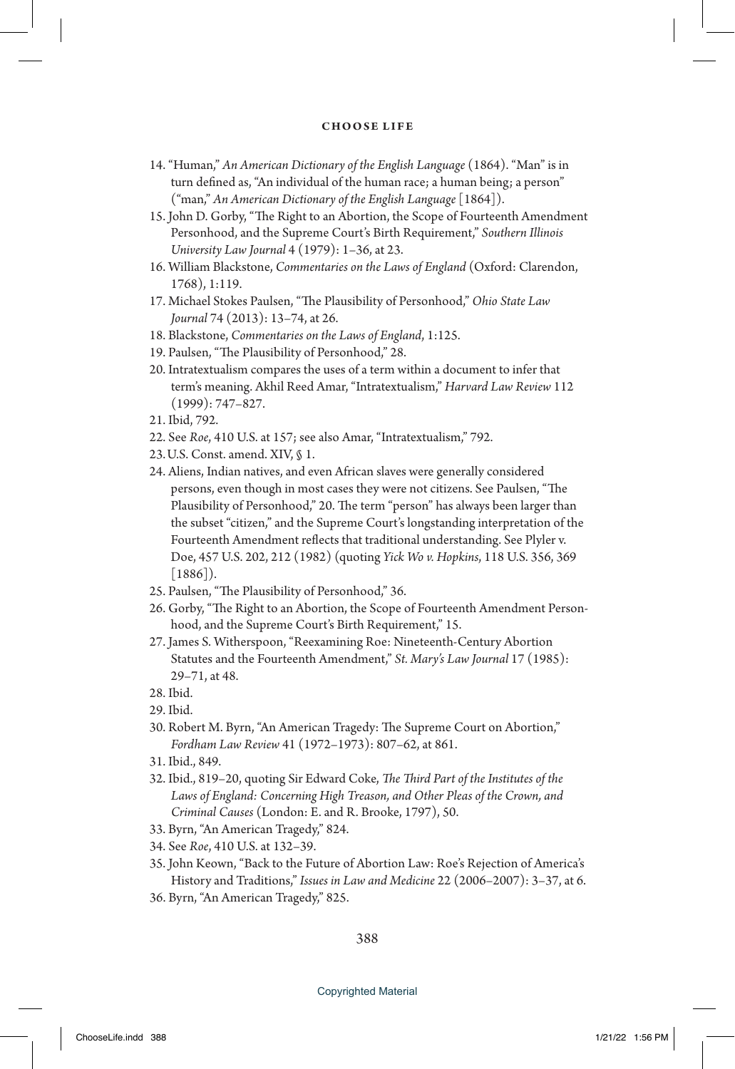14. "Human," *An American Dictionary of the English Language* (1864). "Man" is in turn defined as, "An individual of the human race; a human being; a person" ("man," *An American Dictionary of the English Language* [1864]).
15. John D. Gorby, "The Right to an Abortion, the Scope of Fourteenth Amendment Personhood, and the Supreme Court's Birth Requirement," *Southern Illinois University Law Journal* 4 (1979): 1–36, at 23.
16. William Blackstone, *Commentaries on the Laws of England* (Oxford: Clarendon, 1768), 1:119.
17. Michael Stokes Paulsen, "The Plausibility of Personhood," *Ohio State Law Journal* 74 (2013): 13–74, at 26.
18. Blackstone, *Commentaries on the Laws of England*, 1:125.
19. Paulsen, "The Plausibility of Personhood," 28.
20. Intratextualism compares the uses of a term within a document to infer that term's meaning. Akhil Reed Amar, "Intratextualism," *Harvard Law Review* 112 (1999): 747–827.
21. Ibid, 792.
22. See *Roe*, 410 U.S. at 157; see also Amar, "Intratextualism," 792.
23. U.S. Const. amend. XIV, § 1.
24. Aliens, Indian natives, and even African slaves were generally considered persons, even though in most cases they were not citizens. See Paulsen, "The Plausibility of Personhood," 20. The term "person" has always been larger than the subset "citizen," and the Supreme Court's longstanding interpretation of the Fourteenth Amendment reflects that traditional understanding. See Plyler v. Doe, 457 U.S. 202, 212 (1982) (quoting *Yick Wo v. Hopkins*, 118 U.S. 356, 369 [1886]).
25. Paulsen, "The Plausibility of Personhood," 36.
26. Gorby, "The Right to an Abortion, the Scope of Fourteenth Amendment Personhood, and the Supreme Court's Birth Requirement," 15.
27. James S. Witherspoon, "Reexamining Roe: Nineteenth-Century Abortion Statutes and the Fourteenth Amendment," *St. Mary's Law Journal* 17 (1985): 29–71, at 48.
28. Ibid.
29. Ibid.
30. Robert M. Byrn, "An American Tragedy: The Supreme Court on Abortion," *Fordham Law Review* 41 (1972–1973): 807–62, at 861.
31. Ibid., 849.
32. Ibid., 819–20, quoting Sir Edward Coke, *The Third Part of the Institutes of the Laws of England: Concerning High Treason, and Other Pleas of the Crown, and Criminal Causes* (London: E. and R. Brooke, 1797), 50.
33. Byrn, "An American Tragedy," 824.
34. See *Roe*, 410 U.S. at 132–39.
35. John Keown, "Back to the Future of Abortion Law: Roe's Rejection of America's History and Traditions," *Issues in Law and Medicine* 22 (2006–2007): 3–37, at 6.
36. Byrn, "An American Tragedy," 825.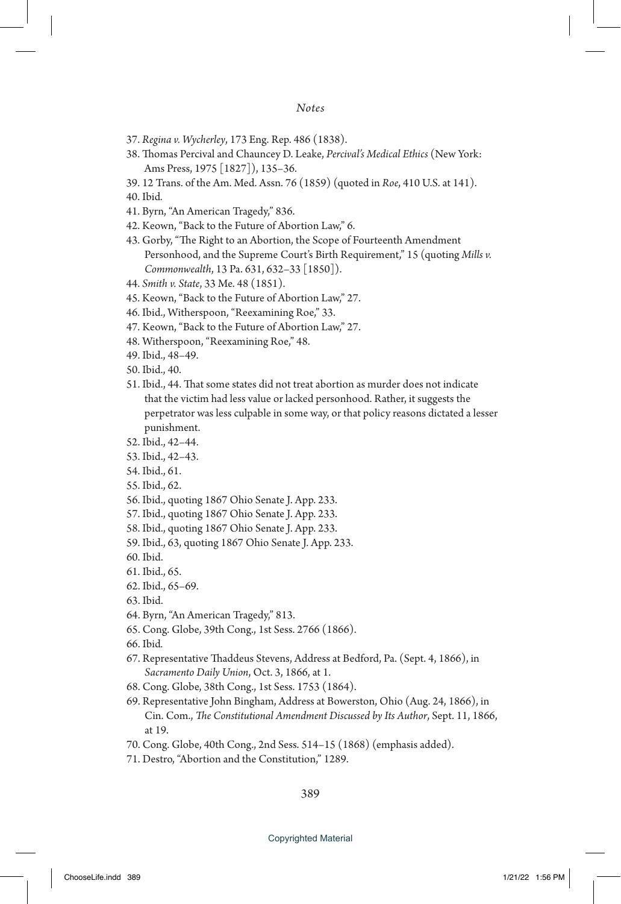37. *Regina v. Wycherley*, 173 Eng. Rep. 486 (1838).
38. Thomas Percival and Chauncey D. Leake, *Percival's Medical Ethics* (New York: Ams Press, 1975 [1827]), 135–36.
39. 12 Trans. of the Am. Med. Assn. 76 (1859) (quoted in *Roe*, 410 U.S. at 141).
40. Ibid.
41. Byrn, "An American Tragedy," 836.
42. Keown, "Back to the Future of Abortion Law," 6.
43. Gorby, "The Right to an Abortion, the Scope of Fourteenth Amendment Personhood, and the Supreme Court's Birth Requirement," 15 (quoting *Mills v. Commonwealth*, 13 Pa. 631, 632–33 [1850]).
44. *Smith v. State*, 33 Me. 48 (1851).
45. Keown, "Back to the Future of Abortion Law," 27.
46. Ibid., Witherspoon, "Reexamining Roe," 33.
47. Keown, "Back to the Future of Abortion Law," 27.
48. Witherspoon, "Reexamining Roe," 48.
49. Ibid., 48–49.
50. Ibid., 40.
51. Ibid., 44. That some states did not treat abortion as murder does not indicate that the victim had less value or lacked personhood. Rather, it suggests the perpetrator was less culpable in some way, or that policy reasons dictated a lesser punishment.
52. Ibid., 42–44.
53. Ibid., 42–43.
54. Ibid., 61.
55. Ibid., 62.
56. Ibid., quoting 1867 Ohio Senate J. App. 233.
57. Ibid., quoting 1867 Ohio Senate J. App. 233.
58. Ibid., quoting 1867 Ohio Senate J. App. 233.
59. Ibid., 63, quoting 1867 Ohio Senate J. App. 233.
60. Ibid.
61. Ibid., 65.
62. Ibid., 65–69.
63. Ibid.
64. Byrn, "An American Tragedy," 813.
65. Cong. Globe, 39th Cong., 1st Sess. 2766 (1866).
66. Ibid.
67. Representative Thaddeus Stevens, Address at Bedford, Pa. (Sept. 4, 1866), in *Sacramento Daily Union*, Oct. 3, 1866, at 1.
68. Cong. Globe, 38th Cong., 1st Sess. 1753 (1864).
69. Representative John Bingham, Address at Bowerston, Ohio (Aug. 24, 1866), in Cin. Com., *The Constitutional Amendment Discussed by Its Author*, Sept. 11, 1866, at 19.
70. Cong. Globe, 40th Cong., 2nd Sess. 514–15 (1868) (emphasis added).
71. Destro, "Abortion and the Constitution," 1289.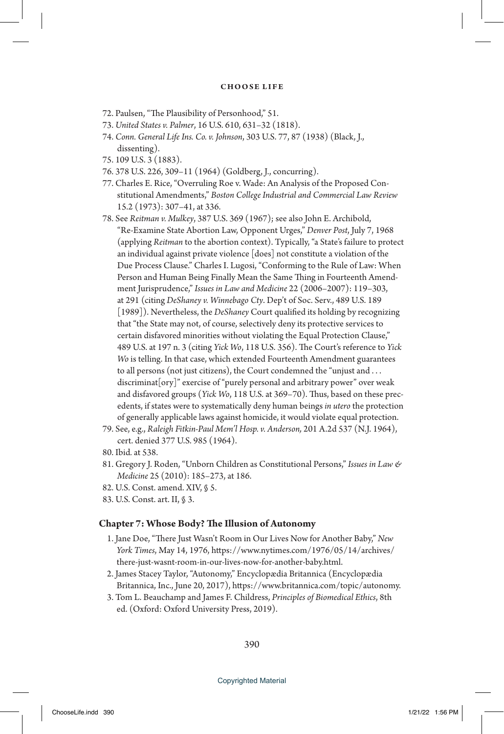72. Paulsen, "The Plausibility of Personhood," 51.
73. *United States v. Palmer*, 16 U.S. 610, 631–32 (1818).
74. *Conn. General Life Ins. Co. v. Johnson*, 303 U.S. 77, 87 (1938) (Black, J., dissenting).
75. 109 U.S. 3 (1883).
76. 378 U.S. 226, 309–11 (1964) (Goldberg, J., concurring).
77. Charles E. Rice, "Overruling Roe v. Wade: An Analysis of the Proposed Constitutional Amendments," *Boston College Industrial and Commercial Law Review* 15.2 (1973): 307–41, at 336.
78. See *Reitman v. Mulkey*, 387 U.S. 369 (1967); see also John E. Archibold, "Re-Examine State Abortion Law, Opponent Urges," *Denver Post*, July 7, 1968 (applying *Reitman* to the abortion context). Typically, "a State's failure to protect an individual against private violence [does] not constitute a violation of the Due Process Clause." Charles I. Lugosi, "Conforming to the Rule of Law: When Person and Human Being Finally Mean the Same Thing in Fourteenth Amendment Jurisprudence," *Issues in Law and Medicine* 22 (2006–2007): 119–303, at 291 (citing *DeShaney v. Winnebago Cty*. Dep't of Soc. Serv., 489 U.S. 189 [1989]). Nevertheless, the *DeShaney* Court qualified its holding by recognizing that "the State may not, of course, selectively deny its protective services to certain disfavored minorities without violating the Equal Protection Clause," 489 U.S. at 197 n. 3 (citing *Yick Wo*, 118 U.S. 356). The Court's reference to *Yick Wo* is telling. In that case, which extended Fourteenth Amendment guarantees to all persons (not just citizens), the Court condemned the "unjust and . . . discriminat[ory]" exercise of "purely personal and arbitrary power" over weak and disfavored groups (*Yick Wo*, 118 U.S. at 369–70). Thus, based on these precedents, if states were to systematically deny human beings *in utero* the protection of generally applicable laws against homicide, it would violate equal protection.
79. See, e.g., *Raleigh Fitkin-Paul Mem'l Hosp. v. Anderson,* 201 A.2d 537 (N.J. 1964), cert. denied 377 U.S. 985 (1964).
80. Ibid. at 538.
81. Gregory J. Roden, "Unborn Children as Constitutional Persons," *Issues in Law & Medicine* 25 (2010): 185–273, at 186.
82. U.S. Const. amend. XIV, § 5.
83. U.S. Const. art. II, § 3.

## Chapter 7: Whose Body? The Illusion of Autonomy

1. Jane Doe, "There Just Wasn't Room in Our Lives Now for Another Baby," *New York Times*, May 14, 1976, https://www.nytimes.com/1976/05/14/archives/there-just-wasnt-room-in-our-lives-now-for-another-baby.html.
2. James Stacey Taylor, "Autonomy," Encyclopædia Britannica (Encyclopædia Britannica, Inc., June 20, 2017), https://www.britannica.com/topic/autonomy.
3. Tom L. Beauchamp and James F. Childress, *Principles of Biomedical Ethics*, 8th ed. (Oxford: Oxford University Press, 2019).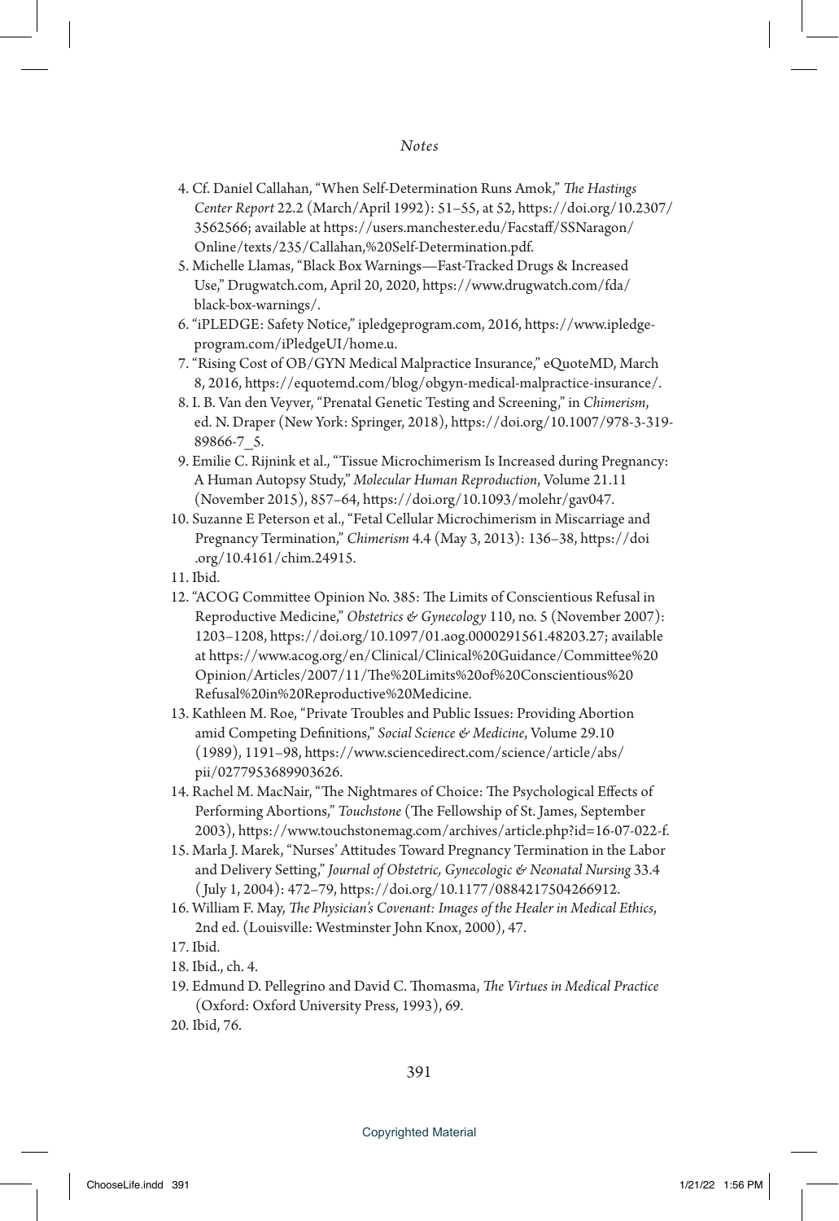4. Cf. Daniel Callahan, "When Self-Determination Runs Amok," *The Hastings Center Report* 22.2 (March/April 1992): 51–55, at 52, https://doi.org/10.2307/3562566; available at https://users.manchester.edu/Facstaff/SSNaragon/Online/texts/235/Callahan,%20Self-Determination.pdf.
5. Michelle Llamas, "Black Box Warnings—Fast-Tracked Drugs & Increased Use," Drugwatch.com, April 20, 2020, https://www.drugwatch.com/fda/black-box-warnings/.
6. "iPLEDGE: Safety Notice," ipledgeprogram.com, 2016, https://www.ipledgeprogram.com/iPledgeUI/home.u.
7. "Rising Cost of OB/GYN Medical Malpractice Insurance," eQuoteMD, March 8, 2016, https://equotemd.com/blog/obgyn-medical-malpractice-insurance/.
8. I. B. Van den Veyver, "Prenatal Genetic Testing and Screening," in *Chimerism*, ed. N. Draper (New York: Springer, 2018), https://doi.org/10.1007/978-3-319-89866-7_5.
9. Emilie C. Rijnink et al., "Tissue Microchimerism Is Increased during Pregnancy: A Human Autopsy Study," *Molecular Human Reproduction*, Volume 21.11 (November 2015), 857–64, https://doi.org/10.1093/molehr/gav047.
10. Suzanne E Peterson et al., "Fetal Cellular Microchimerism in Miscarriage and Pregnancy Termination," *Chimerism* 4.4 (May 3, 2013): 136–38, https://doi.org/10.4161/chim.24915.
11. Ibid.
12. "ACOG Committee Opinion No. 385: The Limits of Conscientious Refusal in Reproductive Medicine," *Obstetrics & Gynecology* 110, no. 5 (November 2007): 1203–1208, https://doi.org/10.1097/01.aog.0000291561.48203.27; available at https://www.acog.org/en/Clinical/Clinical%20Guidance/Committee%20Opinion/Articles/2007/11/The%20Limits%20of%20Conscientious%20Refusal%20in%20Reproductive%20Medicine.
13. Kathleen M. Roe, "Private Troubles and Public Issues: Providing Abortion amid Competing Definitions," *Social Science & Medicine*, Volume 29.10 (1989), 1191–98, https://www.sciencedirect.com/science/article/abs/pii/0277953689903626.
14. Rachel M. MacNair, "The Nightmares of Choice: The Psychological Effects of Performing Abortions," *Touchstone* (The Fellowship of St. James, September 2003), https://www.touchstonemag.com/archives/article.php?id=16-07-022-f.
15. Marla J. Marek, "Nurses' Attitudes Toward Pregnancy Termination in the Labor and Delivery Setting," *Journal of Obstetric, Gynecologic & Neonatal Nursing* 33.4 (July 1, 2004): 472–79, https://doi.org/10.1177/0884217504266912.
16. William F. May, *The Physician's Covenant: Images of the Healer in Medical Ethics*, 2nd ed. (Louisville: Westminster John Knox, 2000), 47.
17. Ibid.
18. Ibid., ch. 4.
19. Edmund D. Pellegrino and David C. Thomasma, *The Virtues in Medical Practice* (Oxford: Oxford University Press, 1993), 69.
20. Ibid, 76.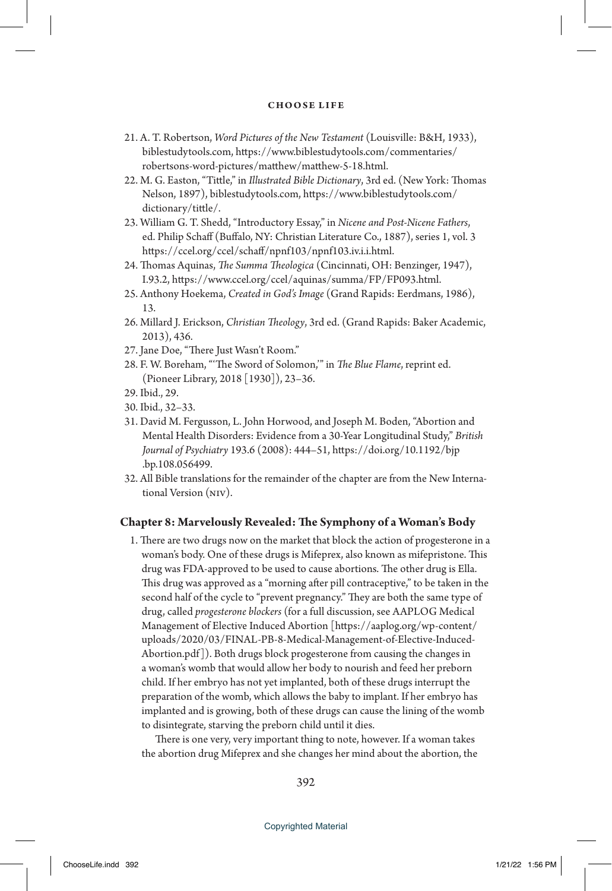21. A. T. Robertson, *Word Pictures of the New Testament* (Louisville: B&H, 1933), biblestudytools.com, https://www.biblestudytools.com/commentaries/robertsons-word-pictures/matthew/matthew-5-18.html.
22. M. G. Easton, "Tittle," in *Illustrated Bible Dictionary*, 3rd ed. (New York: Thomas Nelson, 1897), biblestudytools.com, https://www.biblestudytools.com/dictionary/tittle/.
23. William G. T. Shedd, "Introductory Essay," in *Nicene and Post-Nicene Fathers*, ed. Philip Schaff (Buffalo, NY: Christian Literature Co., 1887), series 1, vol. 3 https://ccel.org/ccel/schaff/npnf103/npnf103.iv.i.i.html.
24. Thomas Aquinas, *The Summa Theologica* (Cincinnati, OH: Benzinger, 1947), I.93.2, https://www.ccel.org/ccel/aquinas/summa/FP/FP093.html.
25. Anthony Hoekema, *Created in God's Image* (Grand Rapids: Eerdmans, 1986), 13.
26. Millard J. Erickson, *Christian Theology*, 3rd ed. (Grand Rapids: Baker Academic, 2013), 436.
27. Jane Doe, "There Just Wasn't Room."
28. F. W. Boreham, "'The Sword of Solomon,'" in *The Blue Flame*, reprint ed. (Pioneer Library, 2018 [1930]), 23–36.
29. Ibid., 29.
30. Ibid., 32–33.
31. David M. Fergusson, L. John Horwood, and Joseph M. Boden, "Abortion and Mental Health Disorders: Evidence from a 30-Year Longitudinal Study," *British Journal of Psychiatry* 193.6 (2008): 444–51, https://doi.org/10.1192/bjp.bp.108.056499.
32. All Bible translations for the remainder of the chapter are from the New International Version (NIV).

### Chapter 8: Marvelously Revealed: The Symphony of a Woman's Body

1. There are two drugs now on the market that block the action of progesterone in a woman's body. One of these drugs is Mifeprex, also known as mifepristone. This drug was FDA-approved to be used to cause abortions. The other drug is Ella. This drug was approved as a "morning after pill contraceptive," to be taken in the second half of the cycle to "prevent pregnancy." They are both the same type of drug, called *progesterone blockers* (for a full discussion, see AAPLOG Medical Management of Elective Induced Abortion [https://aaplog.org/wp-content/uploads/2020/03/FINAL-PB-8-Medical-Management-of-Elective-Induced-Abortion.pdf]). Both drugs block progesterone from causing the changes in a woman's womb that would allow her body to nourish and feed her preborn child. If her embryo has not yet implanted, both of these drugs interrupt the preparation of the womb, which allows the baby to implant. If her embryo has implanted and is growing, both of these drugs can cause the lining of the womb to disintegrate, starving the preborn child until it dies.

   There is one very, very important thing to note, however. If a woman takes the abortion drug Mifeprex and she changes her mind about the abortion, the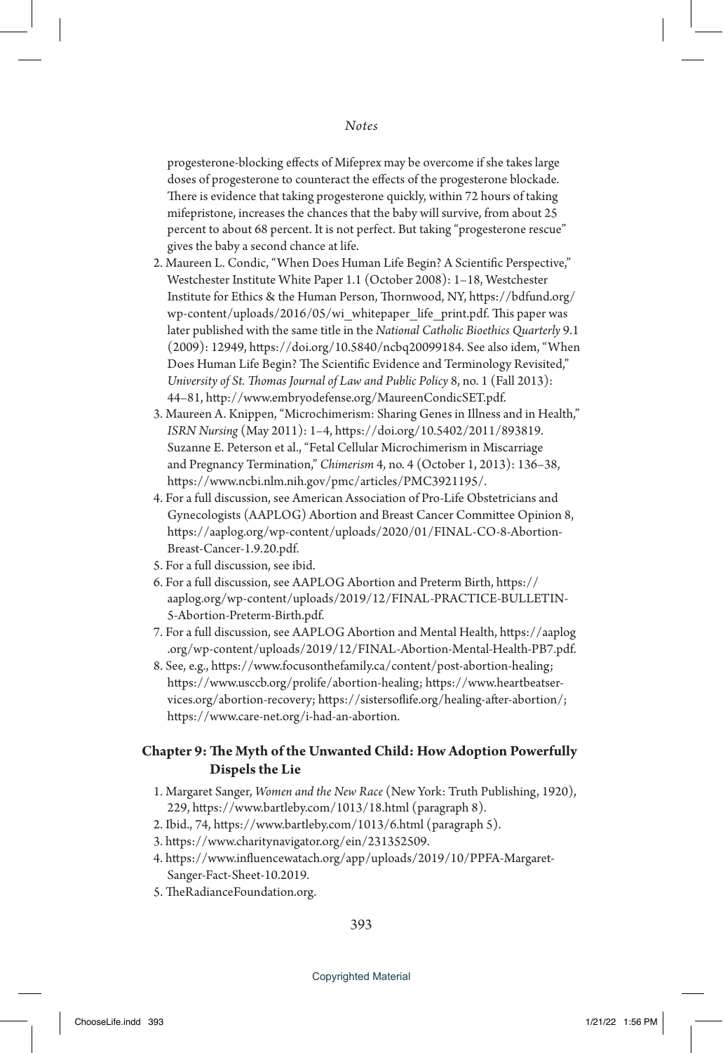progesterone-blocking effects of Mifeprex may be overcome if she takes large doses of progesterone to counteract the effects of the progesterone blockade. There is evidence that taking progesterone quickly, within 72 hours of taking mifepristone, increases the chances that the baby will survive, from about 25 percent to about 68 percent. It is not perfect. But taking "progesterone rescue" gives the baby a second chance at life.

2. Maureen L. Condic, "When Does Human Life Begin? A Scientific Perspective," Westchester Institute White Paper 1.1 (October 2008): 1–18, Westchester Institute for Ethics & the Human Person, Thornwood, NY, https://bdfund.org/wp-content/uploads/2016/05/wi_whitepaper_life_print.pdf. This paper was later published with the same title in the *National Catholic Bioethics Quarterly* 9.1 (2009): 12949, https://doi.org/10.5840/ncbq20099184. See also idem, "When Does Human Life Begin? The Scientific Evidence and Terminology Revisited," *University of St. Thomas Journal of Law and Public Policy* 8, no. 1 (Fall 2013): 44–81, http://www.embryodefense.org/MaureenCondicSET.pdf.
3. Maureen A. Knippen, "Microchimerism: Sharing Genes in Illness and in Health," *ISRN Nursing* (May 2011): 1–4, https://doi.org/10.5402/2011/893819. Suzanne E. Peterson et al., "Fetal Cellular Microchimerism in Miscarriage and Pregnancy Termination," *Chimerism* 4, no. 4 (October 1, 2013): 136–38, https://www.ncbi.nlm.nih.gov/pmc/articles/PMC3921195/.
4. For a full discussion, see American Association of Pro-Life Obstetricians and Gynecologists (AAPLOG) Abortion and Breast Cancer Committee Opinion 8, https://aaplog.org/wp-content/uploads/2020/01/FINAL-CO-8-Abortion-Breast-Cancer-1.9.20.pdf.
5. For a full discussion, see ibid.
6. For a full discussion, see AAPLOG Abortion and Preterm Birth, https://aaplog.org/wp-content/uploads/2019/12/FINAL-PRACTICE-BULLETIN-5-Abortion-Preterm-Birth.pdf.
7. For a full discussion, see AAPLOG Abortion and Mental Health, https://aaplog.org/wp-content/uploads/2019/12/FINAL-Abortion-Mental-Health-PB7.pdf.
8. See, e.g., https://www.focusonthefamily.ca/content/post-abortion-healing; https://www.usccb.org/prolife/abortion-healing; https://www.heartbeatservices.org/abortion-recovery; https://sistersoflife.org/healing-after-abortion/; https://www.care-net.org/i-had-an-abortion.

## Chapter 9: The Myth of the Unwanted Child: How Adoption Powerfully Dispels the Lie

1. Margaret Sanger, *Women and the New Race* (New York: Truth Publishing, 1920), 229, https://www.bartleby.com/1013/18.html (paragraph 8).
2. Ibid., 74, https://www.bartleby.com/1013/6.html (paragraph 5).
3. https://www.charitynavigator.org/ein/231352509.
4. https://www.influencewatach.org/app/uploads/2019/10/PPFA-Margaret-Sanger-Fact-Sheet-10.2019.
5. TheRadianceFoundation.org.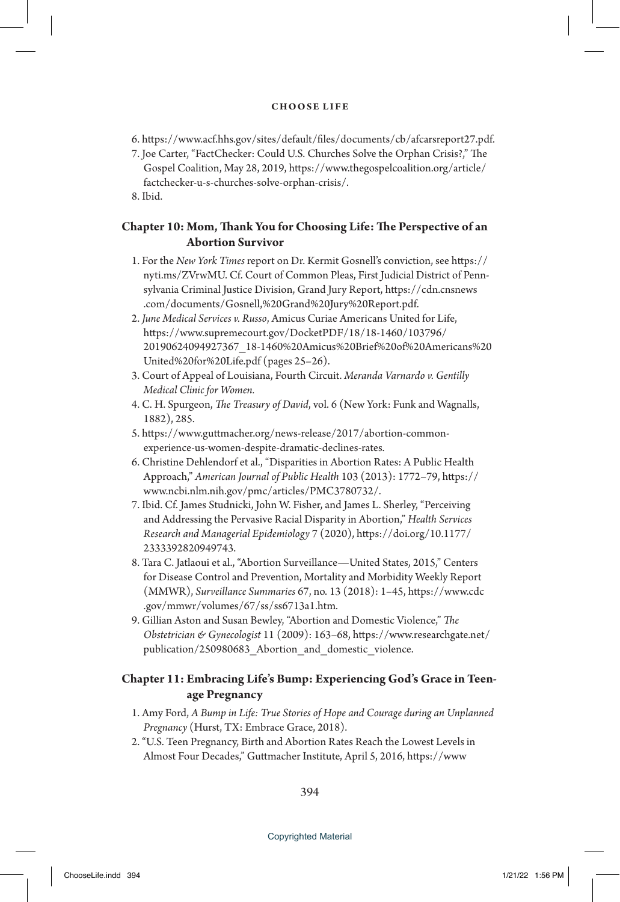6. https://www.acf.hhs.gov/sites/default/files/documents/cb/afcarsreport27.pdf.
7. Joe Carter, "FactChecker: Could U.S. Churches Solve the Orphan Crisis?," The Gospel Coalition, May 28, 2019, https://www.thegospelcoalition.org/article/factchecker-u-s-churches-solve-orphan-crisis/.
8. Ibid.

### Chapter 10: Mom, Thank You for Choosing Life: The Perspective of an Abortion Survivor

1. For the *New York Times* report on Dr. Kermit Gosnell's conviction, see https://nyti.ms/ZVrwMU. Cf. Court of Common Pleas, First Judicial District of Pennsylvania Criminal Justice Division, Grand Jury Report, https://cdn.cnsnews.com/documents/Gosnell,%20Grand%20Jury%20Report.pdf.
2. *June Medical Services v. Russo*, Amicus Curiae Americans United for Life, https://www.supremecourt.gov/DocketPDF/18/18-1460/103796/20190624094927367_18-1460%20Amicus%20Brief%20of%20Americans%20United%20for%20Life.pdf (pages 25–26).
3. Court of Appeal of Louisiana, Fourth Circuit. *Meranda Varnardo v. Gentilly Medical Clinic for Women.*
4. C. H. Spurgeon, *The Treasury of David*, vol. 6 (New York: Funk and Wagnalls, 1882), 285.
5. https://www.guttmacher.org/news-release/2017/abortion-common-experience-us-women-despite-dramatic-declines-rates.
6. Christine Dehlendorf et al., "Disparities in Abortion Rates: A Public Health Approach," *American Journal of Public Health* 103 (2013): 1772–79, https://www.ncbi.nlm.nih.gov/pmc/articles/PMC3780732/.
7. Ibid. Cf. James Studnicki, John W. Fisher, and James L. Sherley, "Perceiving and Addressing the Pervasive Racial Disparity in Abortion," *Health Services Research and Managerial Epidemiology* 7 (2020), https://doi.org/10.1177/2333392820949743.
8. Tara C. Jatlaoui et al., "Abortion Surveillance—United States, 2015," Centers for Disease Control and Prevention, Mortality and Morbidity Weekly Report (MMWR), *Surveillance Summaries* 67, no. 13 (2018): 1–45, https://www.cdc.gov/mmwr/volumes/67/ss/ss6713a1.htm.
9. Gillian Aston and Susan Bewley, "Abortion and Domestic Violence," *The Obstetrician & Gynecologist* 11 (2009): 163–68, https://www.researchgate.net/publication/250980683_Abortion_and_domestic_violence.

### Chapter 11: Embracing Life's Bump: Experiencing God's Grace in Teenage Pregnancy

1. Amy Ford, *A Bump in Life: True Stories of Hope and Courage during an Unplanned Pregnancy* (Hurst, TX: Embrace Grace, 2018).
2. "U.S. Teen Pregnancy, Birth and Abortion Rates Reach the Lowest Levels in Almost Four Decades," Guttmacher Institute, April 5, 2016, https://www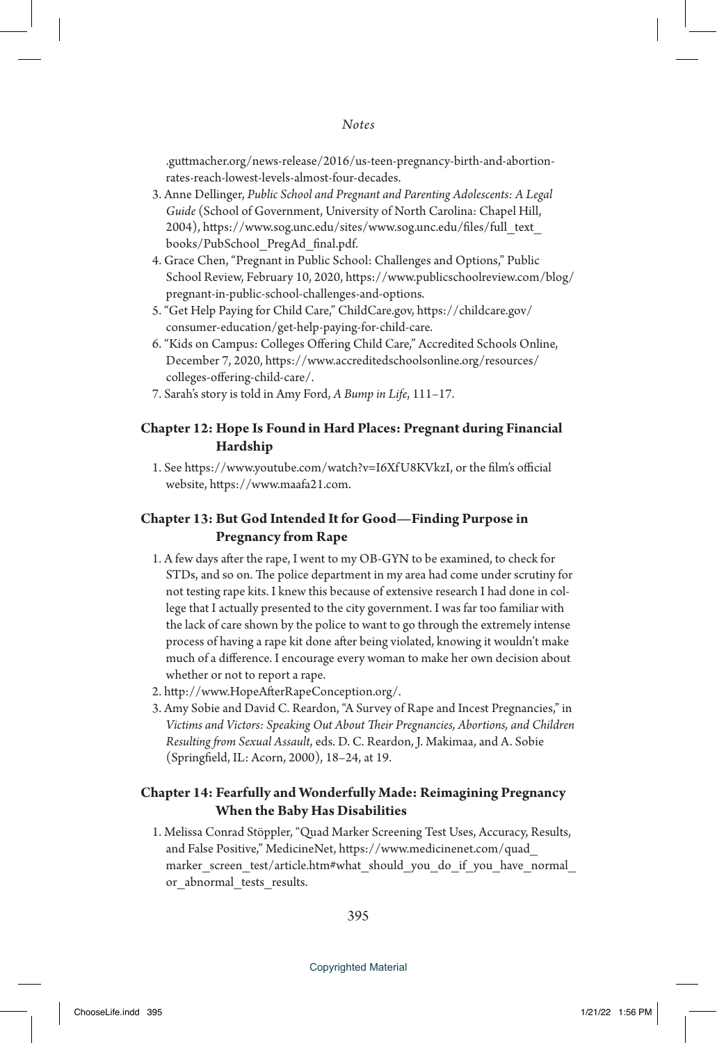.guttmacher.org/news-release/2016/us-teen-pregnancy-birth-and-abortion-rates-reach-lowest-levels-almost-four-decades.

3. Anne Dellinger, *Public School and Pregnant and Parenting Adolescents: A Legal Guide* (School of Government, University of North Carolina: Chapel Hill, 2004), https://www.sog.unc.edu/sites/www.sog.unc.edu/files/full_text_books/PubSchool_PregAd_final.pdf.
4. Grace Chen, "Pregnant in Public School: Challenges and Options," Public School Review, February 10, 2020, https://www.publicschoolreview.com/blog/pregnant-in-public-school-challenges-and-options.
5. "Get Help Paying for Child Care," ChildCare.gov, https://childcare.gov/consumer-education/get-help-paying-for-child-care.
6. "Kids on Campus: Colleges Offering Child Care," Accredited Schools Online, December 7, 2020, https://www.accreditedschoolsonline.org/resources/colleges-offering-child-care/.
7. Sarah's story is told in Amy Ford, *A Bump in Life*, 111–17.

### Chapter 12: Hope Is Found in Hard Places: Pregnant during Financial Hardship

1. See https://www.youtube.com/watch?v=I6XfU8KVkzI, or the film's official website, https://www.maafa21.com.

### Chapter 13: But God Intended It for Good—Finding Purpose in Pregnancy from Rape

1. A few days after the rape, I went to my OB-GYN to be examined, to check for STDs, and so on. The police department in my area had come under scrutiny for not testing rape kits. I knew this because of extensive research I had done in college that I actually presented to the city government. I was far too familiar with the lack of care shown by the police to want to go through the extremely intense process of having a rape kit done after being violated, knowing it wouldn't make much of a difference. I encourage every woman to make her own decision about whether or not to report a rape.
2. http://www.HopeAfterRapeConception.org/.
3. Amy Sobie and David C. Reardon, "A Survey of Rape and Incest Pregnancies," in *Victims and Victors: Speaking Out About Their Pregnancies, Abortions, and Children Resulting from Sexual Assault*, eds. D. C. Reardon, J. Makimaa, and A. Sobie (Springfield, IL: Acorn, 2000), 18–24, at 19.

### Chapter 14: Fearfully and Wonderfully Made: Reimagining Pregnancy When the Baby Has Disabilities

1. Melissa Conrad Stöppler, "Quad Marker Screening Test Uses, Accuracy, Results, and False Positive," MedicineNet, https://www.medicinenet.com/quad_marker_screen_test/article.htm#what_should_you_do_if_you_have_normal_or_abnormal_tests_results.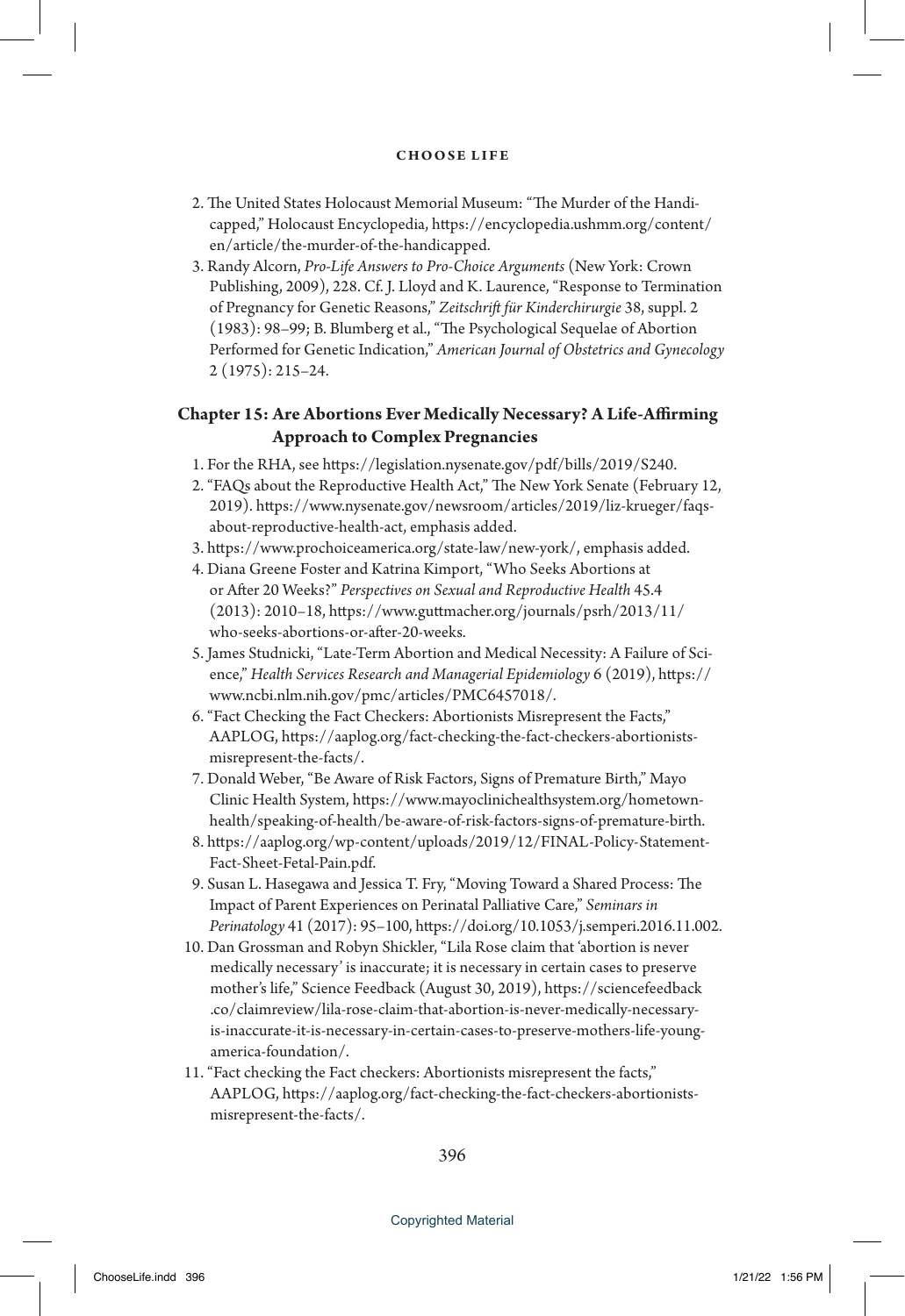2. The United States Holocaust Memorial Museum: "The Murder of the Handicapped," Holocaust Encyclopedia, https://encyclopedia.ushmm.org/content/en/article/the-murder-of-the-handicapped.
3. Randy Alcorn, *Pro-Life Answers to Pro-Choice Arguments* (New York: Crown Publishing, 2009), 228. Cf. J. Lloyd and K. Laurence, "Response to Termination of Pregnancy for Genetic Reasons," *Zeitschrift für Kinderchirurgie* 38, suppl. 2 (1983): 98–99; B. Blumberg et al., "The Psychological Sequelae of Abortion Performed for Genetic Indication," *American Journal of Obstetrics and Gynecology* 2 (1975): 215–24.

### Chapter 15: Are Abortions Ever Medically Necessary? A Life-Affirming Approach to Complex Pregnancies

1. For the RHA, see https://legislation.nysenate.gov/pdf/bills/2019/S240.
2. "FAQs about the Reproductive Health Act," The New York Senate (February 12, 2019). https://www.nysenate.gov/newsroom/articles/2019/liz-krueger/faqs-about-reproductive-health-act, emphasis added.
3. https://www.prochoiceamerica.org/state-law/new-york/, emphasis added.
4. Diana Greene Foster and Katrina Kimport, "Who Seeks Abortions at or After 20 Weeks?" *Perspectives on Sexual and Reproductive Health* 45.4 (2013): 2010–18, https://www.guttmacher.org/journals/psrh/2013/11/who-seeks-abortions-or-after-20-weeks.
5. James Studnicki, "Late-Term Abortion and Medical Necessity: A Failure of Science," *Health Services Research and Managerial Epidemiology* 6 (2019), https://www.ncbi.nlm.nih.gov/pmc/articles/PMC6457018/.
6. "Fact Checking the Fact Checkers: Abortionists Misrepresent the Facts," AAPLOG, https://aaplog.org/fact-checking-the-fact-checkers-abortionists-misrepresent-the-facts/.
7. Donald Weber, "Be Aware of Risk Factors, Signs of Premature Birth," Mayo Clinic Health System, https://www.mayoclinichealthsystem.org/hometown-health/speaking-of-health/be-aware-of-risk-factors-signs-of-premature-birth.
8. https://aaplog.org/wp-content/uploads/2019/12/FINAL-Policy-Statement-Fact-Sheet-Fetal-Pain.pdf.
9. Susan L. Hasegawa and Jessica T. Fry, "Moving Toward a Shared Process: The Impact of Parent Experiences on Perinatal Palliative Care," *Seminars in Perinatology* 41 (2017): 95–100, https://doi.org/10.1053/j.semperi.2016.11.002.
10. Dan Grossman and Robyn Shickler, "Lila Rose claim that 'abortion is never medically necessary' is inaccurate; it is necessary in certain cases to preserve mother's life," Science Feedback (August 30, 2019), https://sciencefeedback.co/claimreview/lila-rose-claim-that-abortion-is-never-medically-necessary-is-inaccurate-it-is-necessary-in-certain-cases-to-preserve-mothers-life-young-america-foundation/.
11. "Fact checking the Fact checkers: Abortionists misrepresent the facts," AAPLOG, https://aaplog.org/fact-checking-the-fact-checkers-abortionists-misrepresent-the-facts/.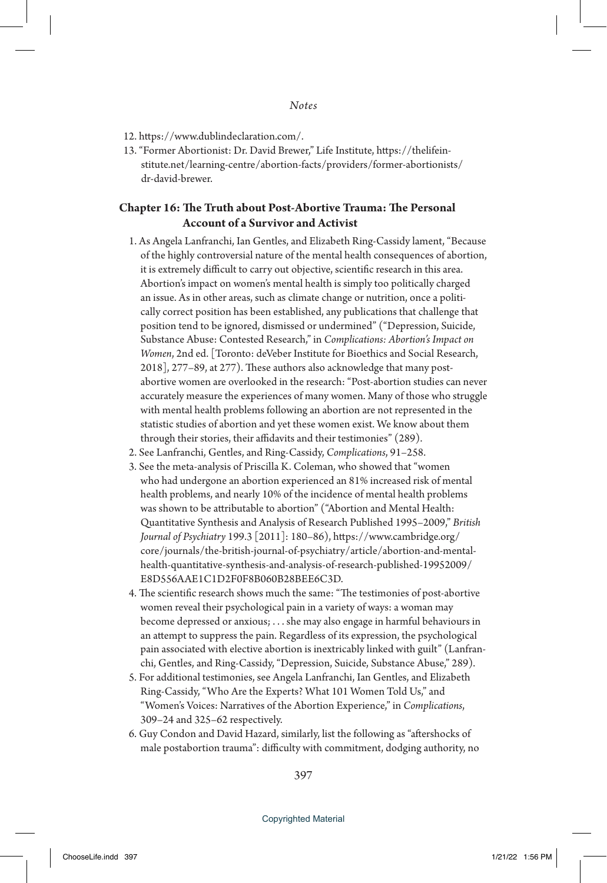12. https://www.dublindeclaration.com/.
13. "Former Abortionist: Dr. David Brewer," Life Institute, https://thelifeinstitute.net/learning-centre/abortion-facts/providers/former-abortionists/dr-david-brewer.

### Chapter 16: The Truth about Post-Abortive Trauma: The Personal Account of a Survivor and Activist

1. As Angela Lanfranchi, Ian Gentles, and Elizabeth Ring-Cassidy lament, "Because of the highly controversial nature of the mental health consequences of abortion, it is extremely difficult to carry out objective, scientific research in this area. Abortion's impact on women's mental health is simply too politically charged an issue. As in other areas, such as climate change or nutrition, once a politically correct position has been established, any publications that challenge that position tend to be ignored, dismissed or undermined" ("Depression, Suicide, Substance Abuse: Contested Research," in *Complications: Abortion's Impact on Women*, 2nd ed. [Toronto: deVeber Institute for Bioethics and Social Research, 2018], 277–89, at 277). These authors also acknowledge that many post-abortive women are overlooked in the research: "Post-abortion studies can never accurately measure the experiences of many women. Many of those who struggle with mental health problems following an abortion are not represented in the statistic studies of abortion and yet these women exist. We know about them through their stories, their affidavits and their testimonies" (289).
2. See Lanfranchi, Gentles, and Ring-Cassidy, *Complications*, 91–258.
3. See the meta-analysis of Priscilla K. Coleman, who showed that "women who had undergone an abortion experienced an 81% increased risk of mental health problems, and nearly 10% of the incidence of mental health problems was shown to be attributable to abortion" ("Abortion and Mental Health: Quantitative Synthesis and Analysis of Research Published 1995–2009," *British Journal of Psychiatry* 199.3 [2011]: 180–86), https://www.cambridge.org/core/journals/the-british-journal-of-psychiatry/article/abortion-and-mental-health-quantitative-synthesis-and-analysis-of-research-published-19952009/E8D556AAE1C1D2F0F8B060B28BEE6C3D.
4. The scientific research shows much the same: "The testimonies of post-abortive women reveal their psychological pain in a variety of ways: a woman may become depressed or anxious; . . . she may also engage in harmful behaviours in an attempt to suppress the pain. Regardless of its expression, the psychological pain associated with elective abortion is inextricably linked with guilt" (Lanfranchi, Gentles, and Ring-Cassidy, "Depression, Suicide, Substance Abuse," 289).
5. For additional testimonies, see Angela Lanfranchi, Ian Gentles, and Elizabeth Ring-Cassidy, "Who Are the Experts? What 101 Women Told Us," and "Women's Voices: Narratives of the Abortion Experience," in *Complications*, 309–24 and 325–62 respectively.
6. Guy Condon and David Hazard, similarly, list the following as "aftershocks of male postabortion trauma": difficulty with commitment, dodging authority, no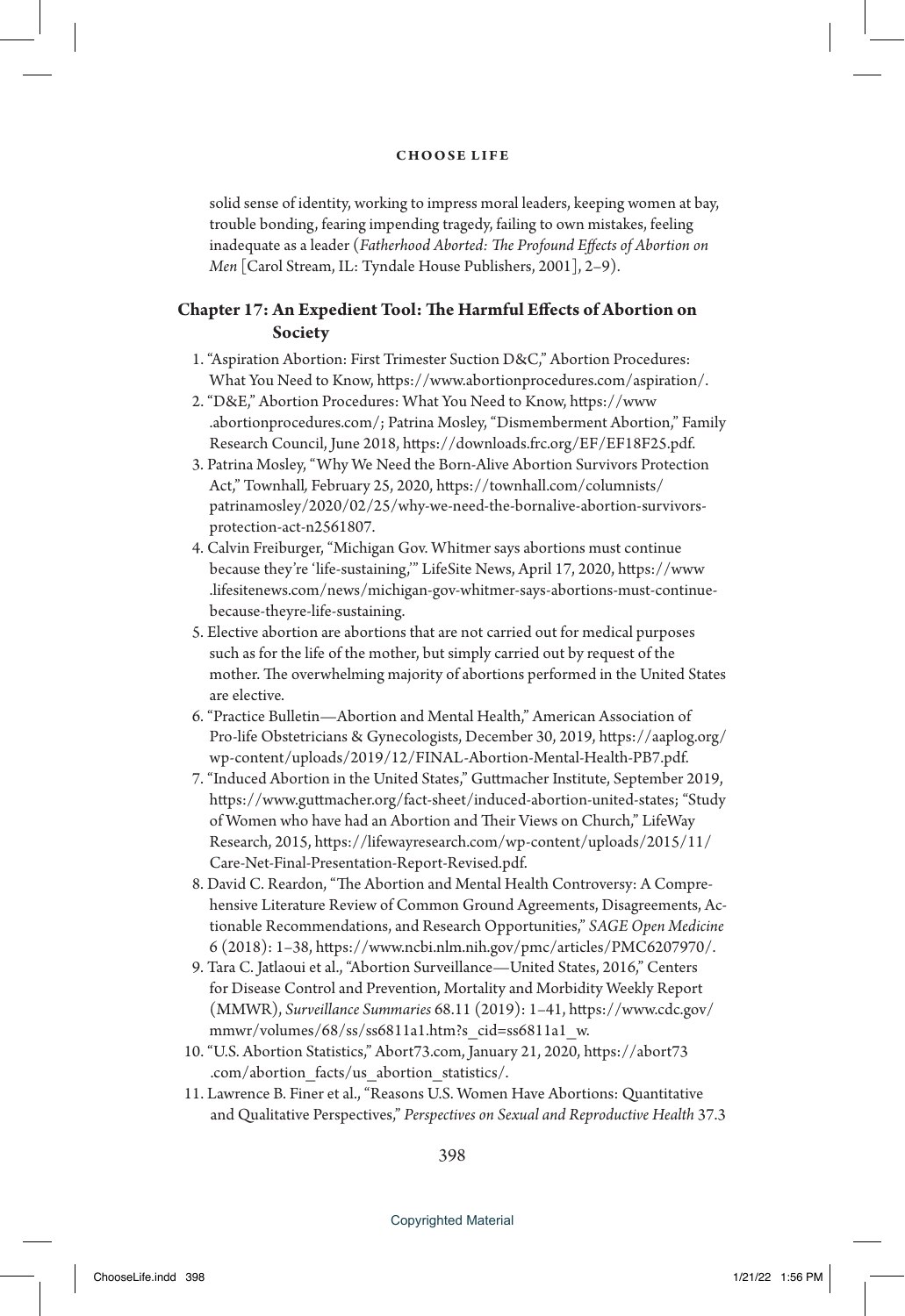solid sense of identity, working to impress moral leaders, keeping women at bay, trouble bonding, fearing impending tragedy, failing to own mistakes, feeling inadequate as a leader (*Fatherhood Aborted: The Profound Effects of Abortion on Men* [Carol Stream, IL: Tyndale House Publishers, 2001], 2–9).

### Chapter 17: An Expedient Tool: The Harmful Effects of Abortion on Society

1. "Aspiration Abortion: First Trimester Suction D&C," Abortion Procedures: What You Need to Know, https://www.abortionprocedures.com/aspiration/.
2. "D&E," Abortion Procedures: What You Need to Know, https://www.abortionprocedures.com/; Patrina Mosley, "Dismemberment Abortion," Family Research Council, June 2018, https://downloads.frc.org/EF/EF18F25.pdf.
3. Patrina Mosley, "Why We Need the Born-Alive Abortion Survivors Protection Act," Townhall, February 25, 2020, https://townhall.com/columnists/patrinamosley/2020/02/25/why-we-need-the-bornalive-abortion-survivors-protection-act-n2561807.
4. Calvin Freiburger, "Michigan Gov. Whitmer says abortions must continue because they're 'life-sustaining,'" LifeSite News, April 17, 2020, https://www.lifesitenews.com/news/michigan-gov-whitmer-says-abortions-must-continue-because-theyre-life-sustaining.
5. Elective abortion are abortions that are not carried out for medical purposes such as for the life of the mother, but simply carried out by request of the mother. The overwhelming majority of abortions performed in the United States are elective.
6. "Practice Bulletin—Abortion and Mental Health," American Association of Pro-life Obstetricians & Gynecologists, December 30, 2019, https://aaplog.org/wp-content/uploads/2019/12/FINAL-Abortion-Mental-Health-PB7.pdf.
7. "Induced Abortion in the United States," Guttmacher Institute, September 2019, https://www.guttmacher.org/fact-sheet/induced-abortion-united-states; "Study of Women who have had an Abortion and Their Views on Church," LifeWay Research, 2015, https://lifewayresearch.com/wp-content/uploads/2015/11/Care-Net-Final-Presentation-Report-Revised.pdf.
8. David C. Reardon, "The Abortion and Mental Health Controversy: A Comprehensive Literature Review of Common Ground Agreements, Disagreements, Actionable Recommendations, and Research Opportunities," *SAGE Open Medicine* 6 (2018): 1–38, https://www.ncbi.nlm.nih.gov/pmc/articles/PMC6207970/.
9. Tara C. Jatlaoui et al., "Abortion Surveillance—United States, 2016," Centers for Disease Control and Prevention, Mortality and Morbidity Weekly Report (MMWR), *Surveillance Summaries* 68.11 (2019): 1–41, https://www.cdc.gov/mmwr/volumes/68/ss/ss6811a1.htm?s_cid=ss6811a1_w.
10. "U.S. Abortion Statistics," Abort73.com, January 21, 2020, https://abort73.com/abortion_facts/us_abortion_statistics/.
11. Lawrence B. Finer et al., "Reasons U.S. Women Have Abortions: Quantitative and Qualitative Perspectives," *Perspectives on Sexual and Reproductive Health* 37.3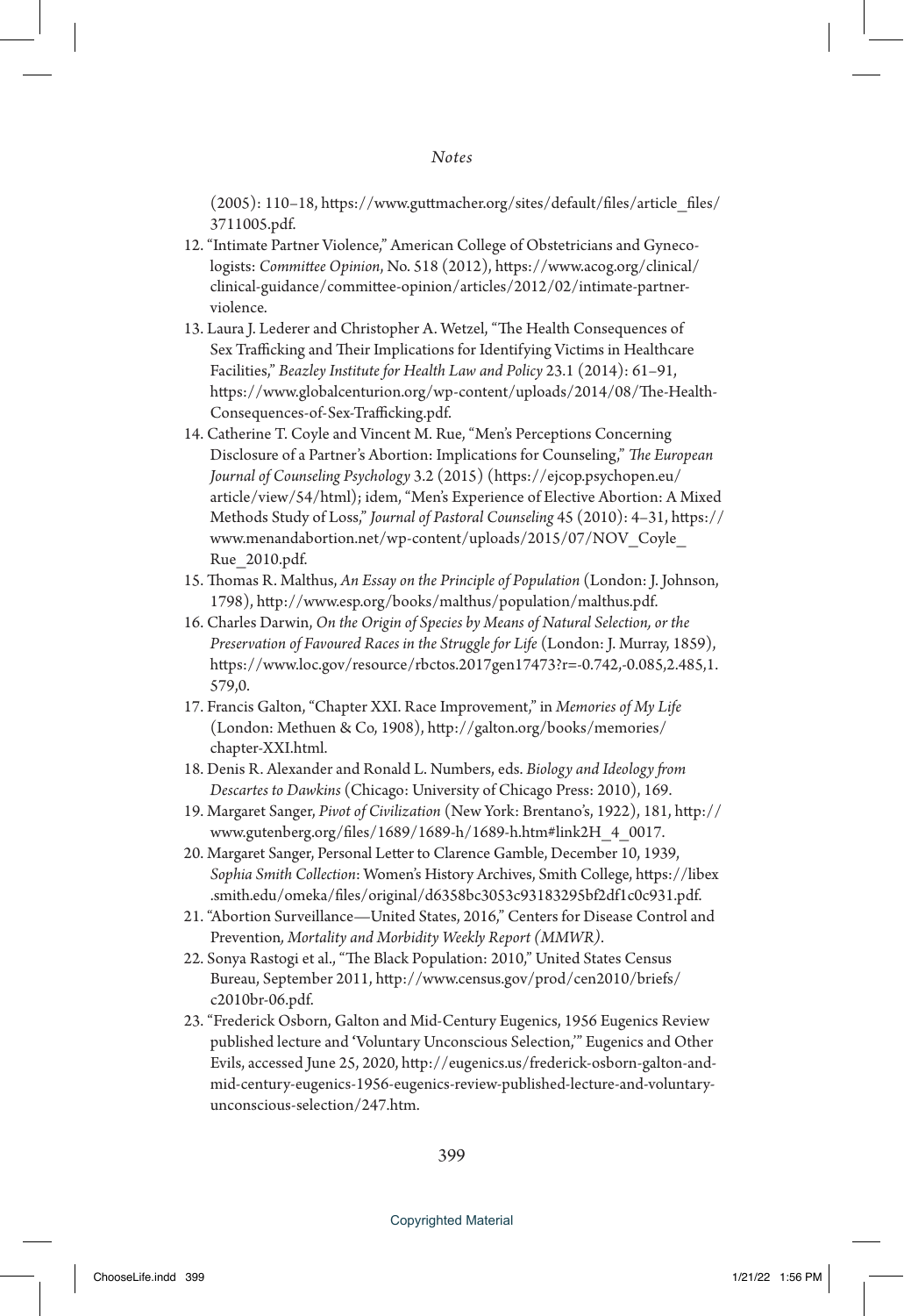(2005): 110–18, https://www.guttmacher.org/sites/default/files/article_files/3711005.pdf.

12. "Intimate Partner Violence," American College of Obstetricians and Gynecologists: *Committee Opinion*, No. 518 (2012), https://www.acog.org/clinical/clinical-guidance/committee-opinion/articles/2012/02/intimate-partner-violence.
13. Laura J. Lederer and Christopher A. Wetzel, "The Health Consequences of Sex Trafficking and Their Implications for Identifying Victims in Healthcare Facilities," *Beazley Institute for Health Law and Policy* 23.1 (2014): 61–91, https://www.globalcenturion.org/wp-content/uploads/2014/08/The-Health-Consequences-of-Sex-Trafficking.pdf.
14. Catherine T. Coyle and Vincent M. Rue, "Men's Perceptions Concerning Disclosure of a Partner's Abortion: Implications for Counseling," *The European Journal of Counseling Psychology* 3.2 (2015) (https://ejcop.psychopen.eu/article/view/54/html); idem, "Men's Experience of Elective Abortion: A Mixed Methods Study of Loss," *Journal of Pastoral Counseling* 45 (2010): 4–31, https://www.menandabortion.net/wp-content/uploads/2015/07/NOV_Coyle_Rue_2010.pdf.
15. Thomas R. Malthus, *An Essay on the Principle of Population* (London: J. Johnson, 1798), http://www.esp.org/books/malthus/population/malthus.pdf.
16. Charles Darwin, *On the Origin of Species by Means of Natural Selection, or the Preservation of Favoured Races in the Struggle for Life* (London: J. Murray, 1859), https://www.loc.gov/resource/rbctos.2017gen17473?r=-0.742,-0.085,2.485,1.579,0.
17. Francis Galton, "Chapter XXI. Race Improvement," in *Memories of My Life* (London: Methuen & Co, 1908), http://galton.org/books/memories/chapter-XXI.html.
18. Denis R. Alexander and Ronald L. Numbers, eds. *Biology and Ideology from Descartes to Dawkins* (Chicago: University of Chicago Press: 2010), 169.
19. Margaret Sanger, *Pivot of Civilization* (New York: Brentano's, 1922), 181, http://www.gutenberg.org/files/1689/1689-h/1689-h.htm#link2H_4_0017.
20. Margaret Sanger, Personal Letter to Clarence Gamble, December 10, 1939, *Sophia Smith Collection*: Women's History Archives, Smith College, https://libex.smith.edu/omeka/files/original/d6358bc3053c93183295bf2df1c0c931.pdf.
21. "Abortion Surveillance—United States, 2016," Centers for Disease Control and Prevention, *Mortality and Morbidity Weekly Report (MMWR)*.
22. Sonya Rastogi et al., "The Black Population: 2010," United States Census Bureau, September 2011, http://www.census.gov/prod/cen2010/briefs/c2010br-06.pdf.
23. "Frederick Osborn, Galton and Mid-Century Eugenics, 1956 Eugenics Review published lecture and 'Voluntary Unconscious Selection,'" Eugenics and Other Evils, accessed June 25, 2020, http://eugenics.us/frederick-osborn-galton-and-mid-century-eugenics-1956-eugenics-review-published-lecture-and-voluntary-unconscious-selection/247.htm.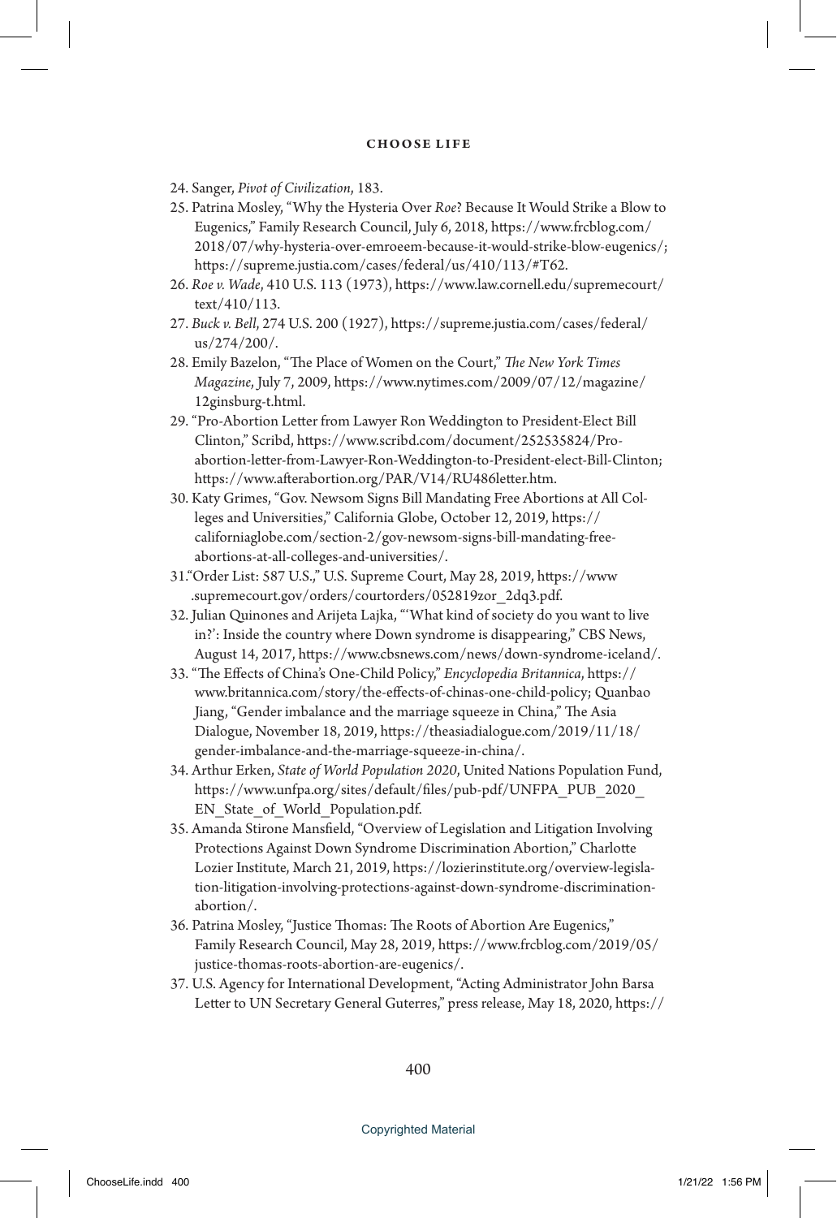24. Sanger, *Pivot of Civilization*, 183.

25. Patrina Mosley, "Why the Hysteria Over *Roe*? Because It Would Strike a Blow to Eugenics," Family Research Council, July 6, 2018, https://www.frcblog.com/2018/07/why-hysteria-over-emroeem-because-it-would-strike-blow-eugenics/; https://supreme.justia.com/cases/federal/us/410/113/#T62.

26. *Roe v. Wade*, 410 U.S. 113 (1973), https://www.law.cornell.edu/supremecourt/text/410/113.

27. *Buck v. Bell*, 274 U.S. 200 (1927), https://supreme.justia.com/cases/federal/us/274/200/.

28. Emily Bazelon, "The Place of Women on the Court," *The New York Times Magazine*, July 7, 2009, https://www.nytimes.com/2009/07/12/magazine/12ginsburg-t.html.

29. "Pro-Abortion Letter from Lawyer Ron Weddington to President-Elect Bill Clinton," Scribd, https://www.scribd.com/document/252535824/Pro-abortion-letter-from-Lawyer-Ron-Weddington-to-President-elect-Bill-Clinton; https://www.afterabortion.org/PAR/V14/RU486letter.htm.

30. Katy Grimes, "Gov. Newsom Signs Bill Mandating Free Abortions at All Colleges and Universities," California Globe, October 12, 2019, https://californiaglobe.com/section-2/gov-newsom-signs-bill-mandating-free-abortions-at-all-colleges-and-universities/.

31."Order List: 587 U.S.," U.S. Supreme Court, May 28, 2019, https://www.supremecourt.gov/orders/courtorders/052819zor_2dq3.pdf.

32. Julian Quinones and Arijeta Lajka, "'What kind of society do you want to live in?': Inside the country where Down syndrome is disappearing," CBS News, August 14, 2017, https://www.cbsnews.com/news/down-syndrome-iceland/.

33. "The Effects of China's One-Child Policy," *Encyclopedia Britannica*, https://www.britannica.com/story/the-effects-of-chinas-one-child-policy; Quanbao Jiang, "Gender imbalance and the marriage squeeze in China," The Asia Dialogue, November 18, 2019, https://theasiadialogue.com/2019/11/18/gender-imbalance-and-the-marriage-squeeze-in-china/.

34. Arthur Erken, *State of World Population 2020*, United Nations Population Fund, https://www.unfpa.org/sites/default/files/pub-pdf/UNFPA_PUB_2020_EN_State_of_World_Population.pdf.

35. Amanda Stirone Mansfield, "Overview of Legislation and Litigation Involving Protections Against Down Syndrome Discrimination Abortion," Charlotte Lozier Institute, March 21, 2019, https://lozierinstitute.org/overview-legislation-litigation-involving-protections-against-down-syndrome-discrimination-abortion/.

36. Patrina Mosley, "Justice Thomas: The Roots of Abortion Are Eugenics," Family Research Council, May 28, 2019, https://www.frcblog.com/2019/05/justice-thomas-roots-abortion-are-eugenics/.

37. U.S. Agency for International Development, "Acting Administrator John Barsa Letter to UN Secretary General Guterres," press release, May 18, 2020, https://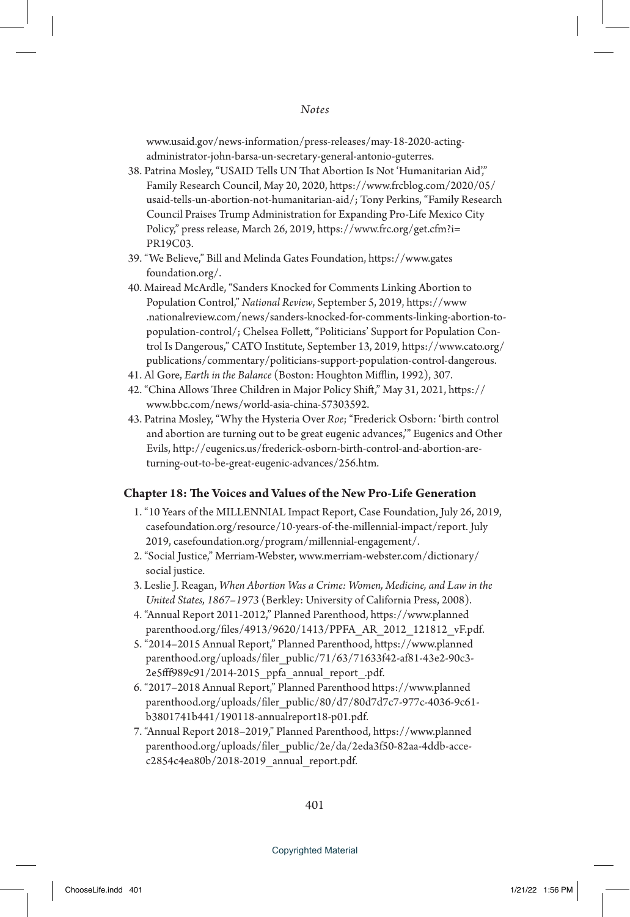www.usaid.gov/news-information/press-releases/may-18-2020-acting-administrator-john-barsa-un-secretary-general-antonio-guterres.

38. Patrina Mosley, "USAID Tells UN That Abortion Is Not 'Humanitarian Aid'," Family Research Council, May 20, 2020, https://www.frcblog.com/2020/05/usaid-tells-un-abortion-not-humanitarian-aid/; Tony Perkins, "Family Research Council Praises Trump Administration for Expanding Pro-Life Mexico City Policy," press release, March 26, 2019, https://www.frc.org/get.cfm?i=PR19C03.
39. "We Believe," Bill and Melinda Gates Foundation, https://www.gatesfoundation.org/.
40. Mairead McArdle, "Sanders Knocked for Comments Linking Abortion to Population Control," *National Review*, September 5, 2019, https://www.nationalreview.com/news/sanders-knocked-for-comments-linking-abortion-to-population-control/; Chelsea Follett, "Politicians' Support for Population Control Is Dangerous," CATO Institute, September 13, 2019, https://www.cato.org/publications/commentary/politicians-support-population-control-dangerous.
41. Al Gore, *Earth in the Balance* (Boston: Houghton Mifflin, 1992), 307.
42. "China Allows Three Children in Major Policy Shift," May 31, 2021, https://www.bbc.com/news/world-asia-china-57303592.
43. Patrina Mosley, "Why the Hysteria Over *Roe*; "Frederick Osborn: 'birth control and abortion are turning out to be great eugenic advances,'" Eugenics and Other Evils, http://eugenics.us/frederick-osborn-birth-control-and-abortion-are-turning-out-to-be-great-eugenic-advances/256.htm.

### Chapter 18: The Voices and Values of the New Pro-Life Generation

1. "10 Years of the MILLENNIAL Impact Report, Case Foundation, July 26, 2019, casefoundation.org/resource/10-years-of-the-millennial-impact/report. July 2019, casefoundation.org/program/millennial-engagement/.
2. "Social Justice," Merriam-Webster, www.merriam-webster.com/dictionary/social justice.
3. Leslie J. Reagan, *When Abortion Was a Crime: Women, Medicine, and Law in the United States, 1867–1973* (Berkley: University of California Press, 2008).
4. "Annual Report 2011-2012," Planned Parenthood, https://www.plannedparenthood.org/files/4913/9620/1413/PPFA_AR_2012_121812_vF.pdf.
5. "2014–2015 Annual Report," Planned Parenthood, https://www.plannedparenthood.org/uploads/filer_public/71/63/71633f42-af81-43e2-90c3-2e5fff989c91/2014-2015_ppfa_annual_report_.pdf.
6. "2017–2018 Annual Report," Planned Parenthood https://www.plannedparenthood.org/uploads/filer_public/80/d7/80d7d7c7-977c-4036-9c61-b3801741b441/190118-annualreport18-p01.pdf.
7. "Annual Report 2018–2019," Planned Parenthood, https://www.plannedparenthood.org/uploads/filer_public/2e/da/2eda3f50-82aa-4ddb-acce-c2854c4ea80b/2018-2019_annual_report.pdf.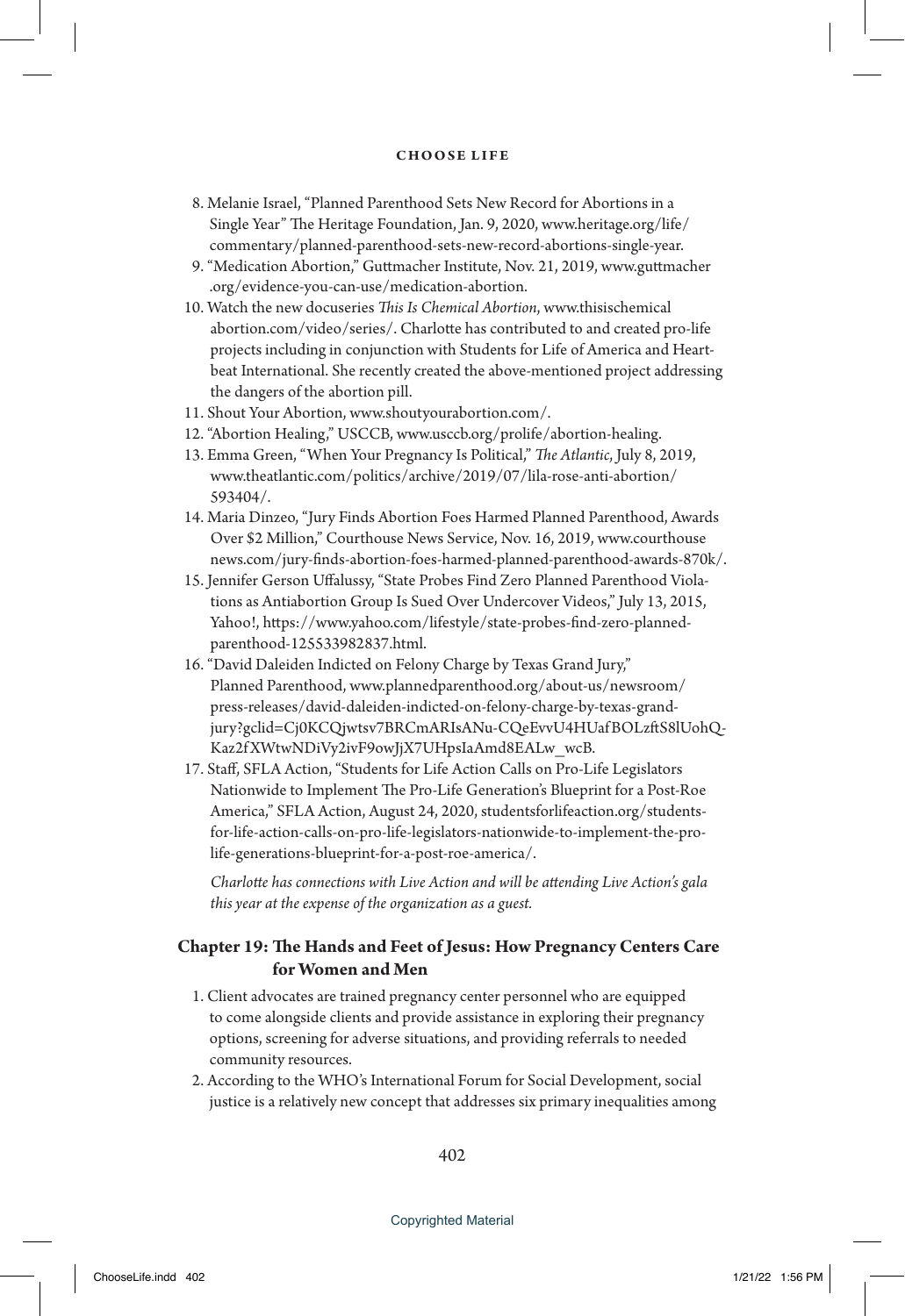8. Melanie Israel, "Planned Parenthood Sets New Record for Abortions in a Single Year" The Heritage Foundation, Jan. 9, 2020, www.heritage.org/life/commentary/planned-parenthood-sets-new-record-abortions-single-year.
9. "Medication Abortion," Guttmacher Institute, Nov. 21, 2019, www.guttmacher.org/evidence-you-can-use/medication-abortion.
10. Watch the new docuseries *This Is Chemical Abortion*, www.thisischemicalabortion.com/video/series/. Charlotte has contributed to and created pro-life projects including in conjunction with Students for Life of America and Heartbeat International. She recently created the above-mentioned project addressing the dangers of the abortion pill.
11. Shout Your Abortion, www.shoutyourabortion.com/.
12. "Abortion Healing," USCCB, www.usccb.org/prolife/abortion-healing.
13. Emma Green, "When Your Pregnancy Is Political," *The Atlantic*, July 8, 2019, www.theatlantic.com/politics/archive/2019/07/lila-rose-anti-abortion/593404/.
14. Maria Dinzeo, "Jury Finds Abortion Foes Harmed Planned Parenthood, Awards Over $2 Million," Courthouse News Service, Nov. 16, 2019, www.courthousenews.com/jury-finds-abortion-foes-harmed-planned-parenthood-awards-870k/.
15. Jennifer Gerson Uffalussy, "State Probes Find Zero Planned Parenthood Violations as Antiabortion Group Is Sued Over Undercover Videos," July 13, 2015, Yahoo!, https://www.yahoo.com/lifestyle/state-probes-find-zero-planned-parenthood-125533982837.html.
16. "David Daleiden Indicted on Felony Charge by Texas Grand Jury," Planned Parenthood, www.plannedparenthood.org/about-us/newsroom/press-releases/david-daleiden-indicted-on-felony-charge-by-texas-grand-jury?gclid=Cj0KCQjwtsv7BRCmARIsANu-CQeEvvU4HUafBOLzftS8lUohQ-Kaz2fXWtwNDiVy2ivF9owJjX7UHpsIaAmd8EALw_wcB.
17. Staff, SFLA Action, "Students for Life Action Calls on Pro-Life Legislators Nationwide to Implement The Pro-Life Generation's Blueprint for a Post-Roe America," SFLA Action, August 24, 2020, studentsforlifeaction.org/students-for-life-action-calls-on-pro-life-legislators-nationwide-to-implement-the-pro-life-generations-blueprint-for-a-post-roe-america/.

*Charlotte has connections with Live Action and will be attending Live Action's gala this year at the expense of the organization as a guest.*

### Chapter 19: The Hands and Feet of Jesus: How Pregnancy Centers Care for Women and Men

1. Client advocates are trained pregnancy center personnel who are equipped to come alongside clients and provide assistance in exploring their pregnancy options, screening for adverse situations, and providing referrals to needed community resources.
2. According to the WHO's International Forum for Social Development, social justice is a relatively new concept that addresses six primary inequalities among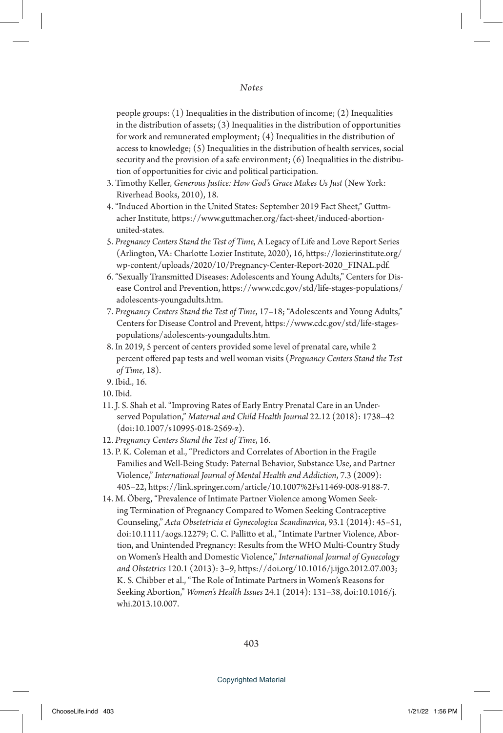people groups: (1) Inequalities in the distribution of income; (2) Inequalities in the distribution of assets; (3) Inequalities in the distribution of opportunities for work and remunerated employment; (4) Inequalities in the distribution of access to knowledge; (5) Inequalities in the distribution of health services, social security and the provision of a safe environment; (6) Inequalities in the distribution of opportunities for civic and political participation.

3. Timothy Keller, *Generous Justice: How God's Grace Makes Us Just* (New York: Riverhead Books, 2010), 18.
4. "Induced Abortion in the United States: September 2019 Fact Sheet," Guttmacher Institute, https://www.guttmacher.org/fact-sheet/induced-abortion-united-states.
5. *Pregnancy Centers Stand the Test of Time*, A Legacy of Life and Love Report Series (Arlington, VA: Charlotte Lozier Institute, 2020), 16, https://lozierinstitute.org/wp-content/uploads/2020/10/Pregnancy-Center-Report-2020_FINAL.pdf.
6. "Sexually Transmitted Diseases: Adolescents and Young Adults," Centers for Disease Control and Prevention, https://www.cdc.gov/std/life-stages-populations/adolescents-youngadults.htm.
7. *Pregnancy Centers Stand the Test of Time*, 17–18; "Adolescents and Young Adults," Centers for Disease Control and Prevent, https://www.cdc.gov/std/life-stages-populations/adolescents-youngadults.htm.
8. In 2019, 5 percent of centers provided some level of prenatal care, while 2 percent offered pap tests and well woman visits (*Pregnancy Centers Stand the Test of Time*, 18).
9. Ibid., 16.
10. Ibid.
11. J. S. Shah et al. "Improving Rates of Early Entry Prenatal Care in an Underserved Population," *Maternal and Child Health Journal* 22.12 (2018): 1738–42 (doi:10.1007/s10995-018-2569-z).
12. *Pregnancy Centers Stand the Test of Time*, 16.
13. P. K. Coleman et al., "Predictors and Correlates of Abortion in the Fragile Families and Well-Being Study: Paternal Behavior, Substance Use, and Partner Violence," *International Journal of Mental Health and Addiction*, 7.3 (2009): 405–22, https://link.springer.com/article/10.1007%2Fs11469-008-9188-7.
14. M. Öberg, "Prevalence of Intimate Partner Violence among Women Seeking Termination of Pregnancy Compared to Women Seeking Contraceptive Counseling," *Acta Obsetetricia et Gynecologica Scandinavica*, 93.1 (2014): 45–51, doi:10.1111/aogs.12279; C. C. Pallitto et al., "Intimate Partner Violence, Abortion, and Unintended Pregnancy: Results from the WHO Multi-Country Study on Women's Health and Domestic Violence," *International Journal of Gynecology and Obstetrics* 120.1 (2013): 3–9, https://doi.org/10.1016/j.ijgo.2012.07.003; K. S. Chibber et al., "The Role of Intimate Partners in Women's Reasons for Seeking Abortion," *Women's Health Issues* 24.1 (2014): 131–38, doi:10.1016/j.whi.2013.10.007.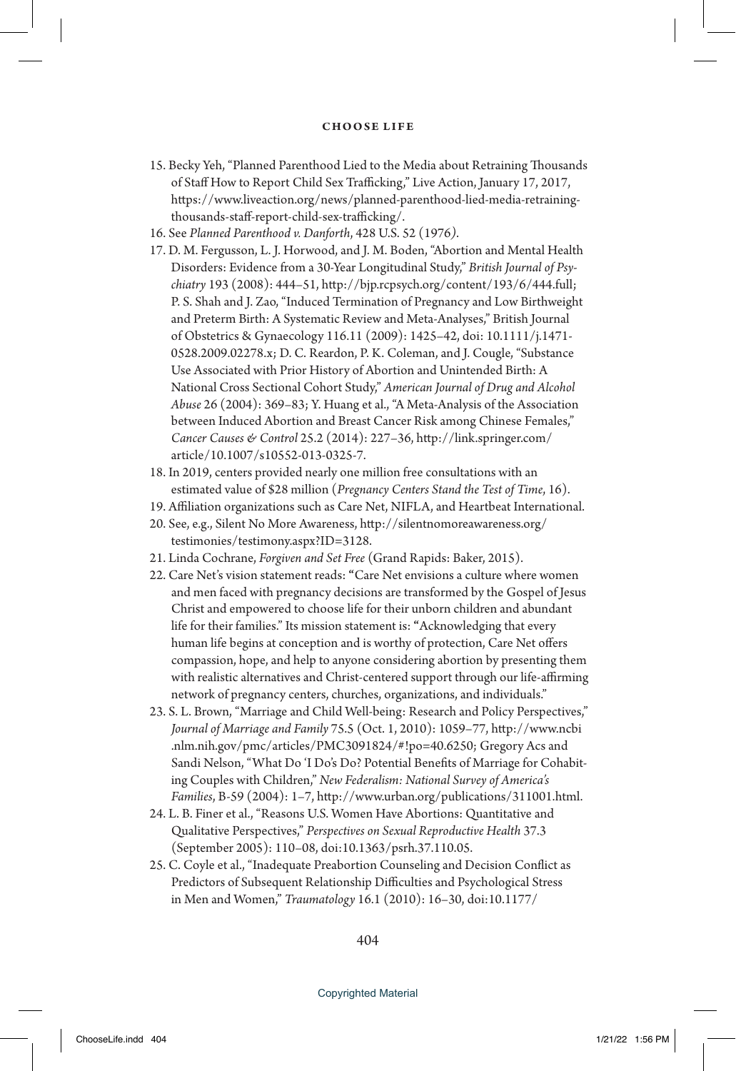15. Becky Yeh, "Planned Parenthood Lied to the Media about Retraining Thousands of Staff How to Report Child Sex Trafficking," Live Action, January 17, 2017, https://www.liveaction.org/news/planned-parenthood-lied-media-retraining-thousands-staff-report-child-sex-trafficking/.
16. See *Planned Parenthood v. Danforth*, 428 U.S. 52 (1976).
17. D. M. Fergusson, L. J. Horwood, and J. M. Boden, "Abortion and Mental Health Disorders: Evidence from a 30-Year Longitudinal Study," *British Journal of Psychiatry* 193 (2008): 444–51, http://bjp.rcpsych.org/content/193/6/444.full; P. S. Shah and J. Zao, "Induced Termination of Pregnancy and Low Birthweight and Preterm Birth: A Systematic Review and Meta-Analyses," British Journal of Obstetrics & Gynaecology 116.11 (2009): 1425–42, doi: 10.1111/j.1471-0528.2009.02278.x; D. C. Reardon, P. K. Coleman, and J. Cougle, "Substance Use Associated with Prior History of Abortion and Unintended Birth: A National Cross Sectional Cohort Study," *American Journal of Drug and Alcohol Abuse* 26 (2004): 369–83; Y. Huang et al., "A Meta-Analysis of the Association between Induced Abortion and Breast Cancer Risk among Chinese Females," *Cancer Causes & Control* 25.2 (2014): 227–36, http://link.springer.com/article/10.1007/s10552-013-0325-7.
18. In 2019, centers provided nearly one million free consultations with an estimated value of $28 million (*Pregnancy Centers Stand the Test of Time*, 16).
19. Affiliation organizations such as Care Net, NIFLA, and Heartbeat International.
20. See, e.g., Silent No More Awareness, http://silentnomoreawareness.org/testimonies/testimony.aspx?ID=3128.
21. Linda Cochrane, *Forgiven and Set Free* (Grand Rapids: Baker, 2015).
22. Care Net's vision statement reads: "Care Net envisions a culture where women and men faced with pregnancy decisions are transformed by the Gospel of Jesus Christ and empowered to choose life for their unborn children and abundant life for their families." Its mission statement is: "Acknowledging that every human life begins at conception and is worthy of protection, Care Net offers compassion, hope, and help to anyone considering abortion by presenting them with realistic alternatives and Christ-centered support through our life-affirming network of pregnancy centers, churches, organizations, and individuals."
23. S. L. Brown, "Marriage and Child Well-being: Research and Policy Perspectives," *Journal of Marriage and Family* 75.5 (Oct. 1, 2010): 1059–77, http://www.ncbi.nlm.nih.gov/pmc/articles/PMC3091824/#!po=40.6250; Gregory Acs and Sandi Nelson, "What Do 'I Do's Do? Potential Benefits of Marriage for Cohabiting Couples with Children," *New Federalism: National Survey of America's Families*, B-59 (2004): 1–7, http://www.urban.org/publications/311001.html.
24. L. B. Finer et al., "Reasons U.S. Women Have Abortions: Quantitative and Qualitative Perspectives," *Perspectives on Sexual Reproductive Health* 37.3 (September 2005): 110–08, doi:10.1363/psrh.37.110.05.
25. C. Coyle et al., "Inadequate Preabortion Counseling and Decision Conflict as Predictors of Subsequent Relationship Difficulties and Psychological Stress in Men and Women," *Traumatology* 16.1 (2010): 16–30, doi:10.1177/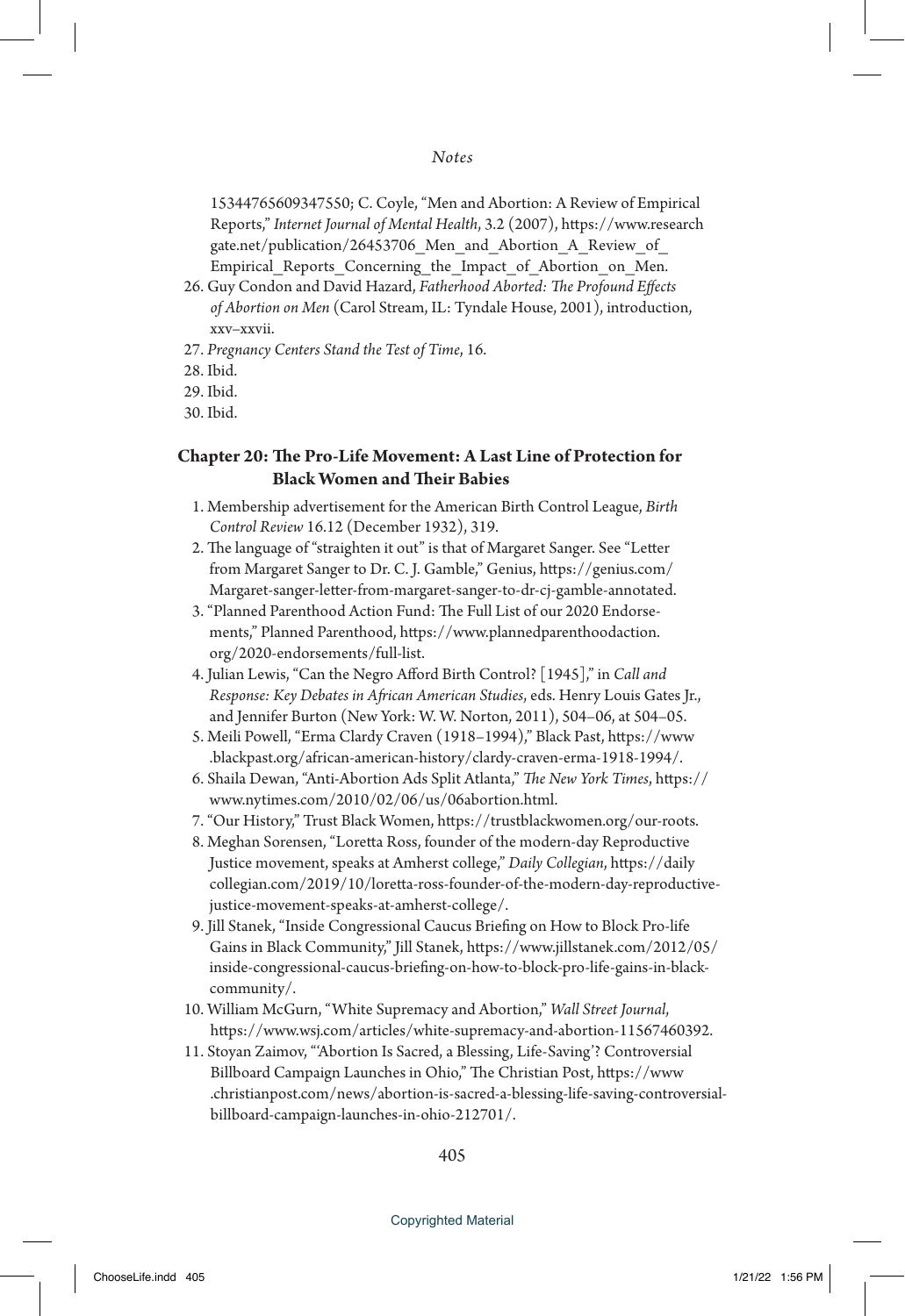15344765609347550; C. Coyle, "Men and Abortion: A Review of Empirical Reports," *Internet Journal of Mental Health*, 3.2 (2007), https://www.researchgate.net/publication/26453706_Men_and_Abortion_A_Review_of_Empirical_Reports_Concerning_the_Impact_of_Abortion_on_Men.

26. Guy Condon and David Hazard, *Fatherhood Aborted: The Profound Effects of Abortion on Men* (Carol Stream, IL: Tyndale House, 2001), introduction, xxv–xxvii.
27. *Pregnancy Centers Stand the Test of Time*, 16.
28. Ibid.
29. Ibid.
30. Ibid.

## Chapter 20: The Pro-Life Movement: A Last Line of Protection for Black Women and Their Babies

1. Membership advertisement for the American Birth Control League, *Birth Control Review* 16.12 (December 1932), 319.
2. The language of "straighten it out" is that of Margaret Sanger. See "Letter from Margaret Sanger to Dr. C. J. Gamble," Genius, https://genius.com/Margaret-sanger-letter-from-margaret-sanger-to-dr-cj-gamble-annotated.
3. "Planned Parenthood Action Fund: The Full List of our 2020 Endorsements," Planned Parenthood, https://www.plannedparenthoodaction.org/2020-endorsements/full-list.
4. Julian Lewis, "Can the Negro Afford Birth Control? [1945]," in *Call and Response: Key Debates in African American Studies*, eds. Henry Louis Gates Jr., and Jennifer Burton (New York: W. W. Norton, 2011), 504–06, at 504–05.
5. Meili Powell, "Erma Clardy Craven (1918–1994)," Black Past, https://www.blackpast.org/african-american-history/clardy-craven-erma-1918-1994/.
6. Shaila Dewan, "Anti-Abortion Ads Split Atlanta," *The New York Times*, https://www.nytimes.com/2010/02/06/us/06abortion.html.
7. "Our History," Trust Black Women, https://trustblackwomen.org/our-roots.
8. Meghan Sorensen, "Loretta Ross, founder of the modern-day Reproductive Justice movement, speaks at Amherst college," *Daily Collegian*, https://dailycollegian.com/2019/10/loretta-ross-founder-of-the-modern-day-reproductive-justice-movement-speaks-at-amherst-college/.
9. Jill Stanek, "Inside Congressional Caucus Briefing on How to Block Pro-life Gains in Black Community," Jill Stanek, https://www.jillstanek.com/2012/05/inside-congressional-caucus-briefing-on-how-to-block-pro-life-gains-in-black-community/.
10. William McGurn, "White Supremacy and Abortion," *Wall Street Journal*, https://www.wsj.com/articles/white-supremacy-and-abortion-11567460392.
11. Stoyan Zaimov, "'Abortion Is Sacred, a Blessing, Life-Saving'? Controversial Billboard Campaign Launches in Ohio," The Christian Post, https://www.christianpost.com/news/abortion-is-sacred-a-blessing-life-saving-controversial-billboard-campaign-launches-in-ohio-212701/.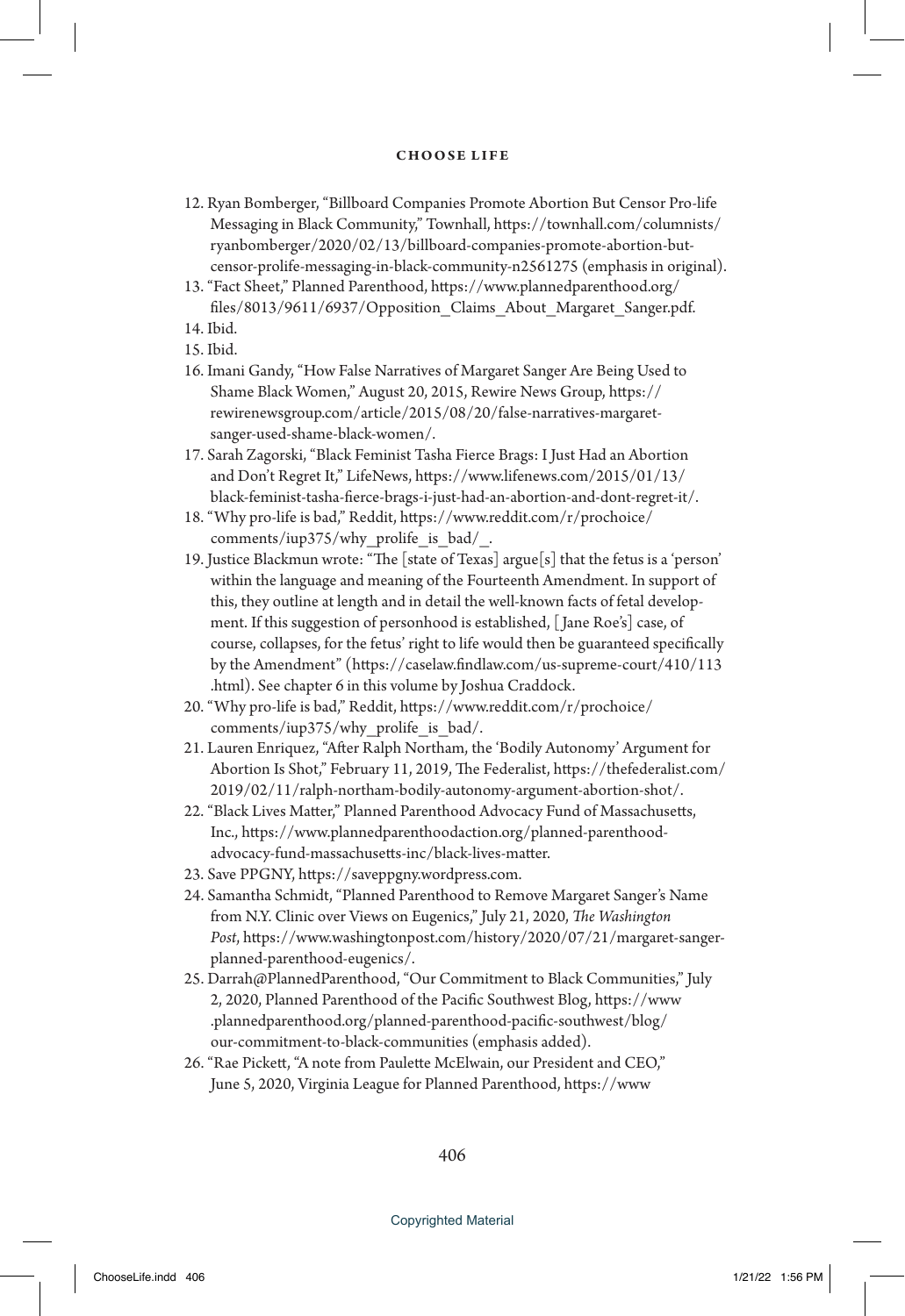12. Ryan Bomberger, "Billboard Companies Promote Abortion But Censor Pro-life Messaging in Black Community," Townhall, https://townhall.com/columnists/ryanbomberger/2020/02/13/billboard-companies-promote-abortion-but-censor-prolife-messaging-in-black-community-n2561275 (emphasis in original).
13. "Fact Sheet," Planned Parenthood, https://www.plannedparenthood.org/files/8013/9611/6937/Opposition_Claims_About_Margaret_Sanger.pdf.
14. Ibid.
15. Ibid.
16. Imani Gandy, "How False Narratives of Margaret Sanger Are Being Used to Shame Black Women," August 20, 2015, Rewire News Group, https://rewirenewsgroup.com/article/2015/08/20/false-narratives-margaret-sanger-used-shame-black-women/.
17. Sarah Zagorski, "Black Feminist Tasha Fierce Brags: I Just Had an Abortion and Don't Regret It," LifeNews, https://www.lifenews.com/2015/01/13/black-feminist-tasha-fierce-brags-i-just-had-an-abortion-and-dont-regret-it/.
18. "Why pro-life is bad," Reddit, https://www.reddit.com/r/prochoice/comments/iup375/why_prolife_is_bad/_.
19. Justice Blackmun wrote: "The [state of Texas] argue[s] that the fetus is a 'person' within the language and meaning of the Fourteenth Amendment. In support of this, they outline at length and in detail the well-known facts of fetal development. If this suggestion of personhood is established, [Jane Roe's] case, of course, collapses, for the fetus' right to life would then be guaranteed specifically by the Amendment" (https://caselaw.findlaw.com/us-supreme-court/410/113.html). See chapter 6 in this volume by Joshua Craddock.
20. "Why pro-life is bad," Reddit, https://www.reddit.com/r/prochoice/comments/iup375/why_prolife_is_bad/.
21. Lauren Enriquez, "After Ralph Northam, the 'Bodily Autonomy' Argument for Abortion Is Shot," February 11, 2019, The Federalist, https://thefederalist.com/2019/02/11/ralph-northam-bodily-autonomy-argument-abortion-shot/.
22. "Black Lives Matter," Planned Parenthood Advocacy Fund of Massachusetts, Inc., https://www.plannedparenthoodaction.org/planned-parenthood-advocacy-fund-massachusetts-inc/black-lives-matter.
23. Save PPGNY, https://saveppgny.wordpress.com.
24. Samantha Schmidt, "Planned Parenthood to Remove Margaret Sanger's Name from N.Y. Clinic over Views on Eugenics," July 21, 2020, *The Washington Post*, https://www.washingtonpost.com/history/2020/07/21/margaret-sanger-planned-parenthood-eugenics/.
25. Darrah@PlannedParenthood, "Our Commitment to Black Communities," July 2, 2020, Planned Parenthood of the Pacific Southwest Blog, https://www.plannedparenthood.org/planned-parenthood-pacific-southwest/blog/our-commitment-to-black-communities (emphasis added).
26. "Rae Pickett, "A note from Paulette McElwain, our President and CEO," June 5, 2020, Virginia League for Planned Parenthood, https://www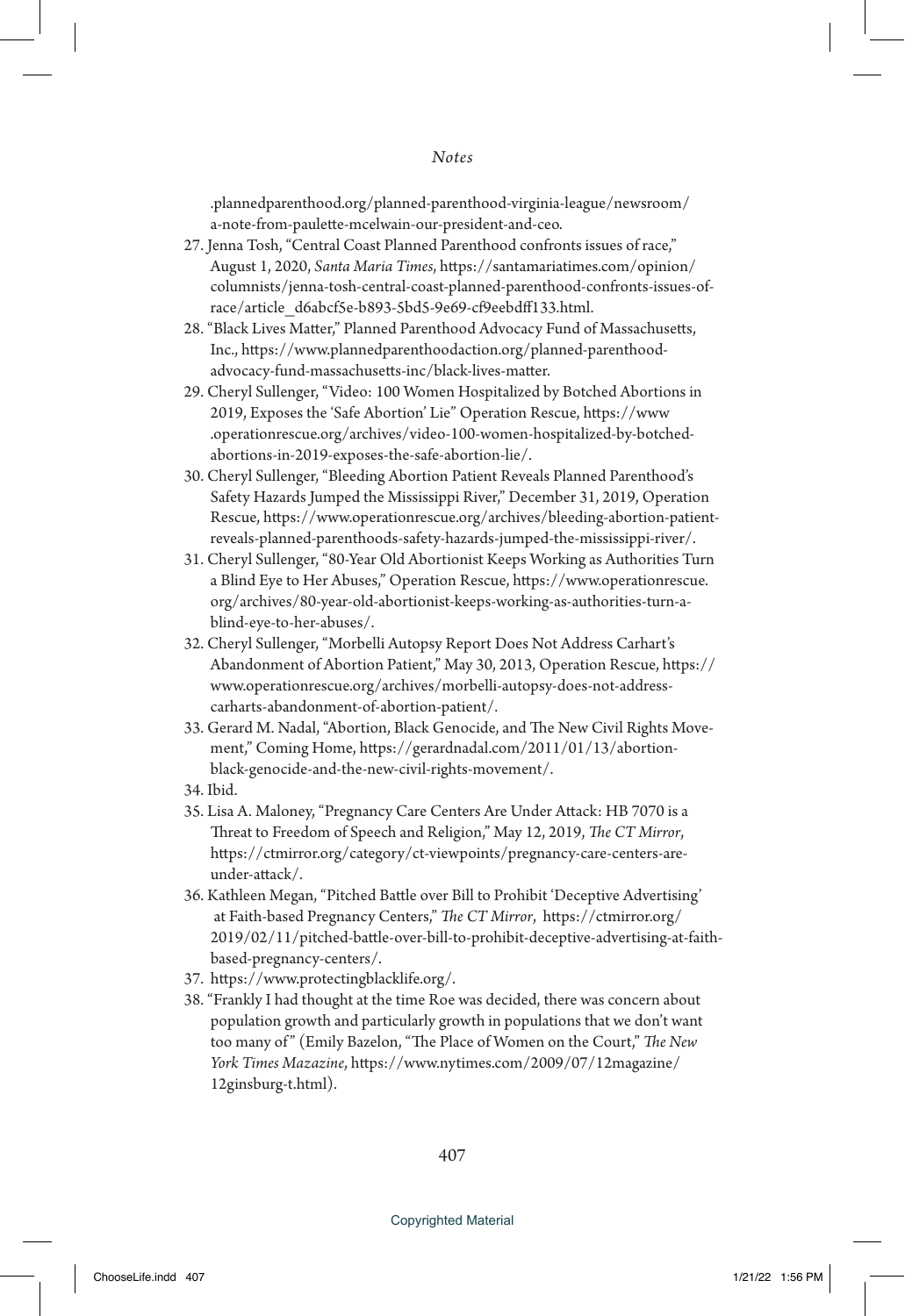.plannedparenthood.org/planned-parenthood-virginia-league/newsroom/a-note-from-paulette-mcelwain-our-president-and-ceo.

27. Jenna Tosh, "Central Coast Planned Parenthood confronts issues of race," August 1, 2020, *Santa Maria Times*, https://santamariatimes.com/opinion/columnists/jenna-tosh-central-coast-planned-parenthood-confronts-issues-of-race/article_d6abcf5e-b893-5bd5-9e69-cf9eebdff133.html.
28. "Black Lives Matter," Planned Parenthood Advocacy Fund of Massachusetts, Inc., https://www.plannedparenthoodaction.org/planned-parenthood-advocacy-fund-massachusetts-inc/black-lives-matter.
29. Cheryl Sullenger, "Video: 100 Women Hospitalized by Botched Abortions in 2019, Exposes the 'Safe Abortion' Lie" Operation Rescue, https://www.operationrescue.org/archives/video-100-women-hospitalized-by-botched-abortions-in-2019-exposes-the-safe-abortion-lie/.
30. Cheryl Sullenger, "Bleeding Abortion Patient Reveals Planned Parenthood's Safety Hazards Jumped the Mississippi River," December 31, 2019, Operation Rescue, https://www.operationrescue.org/archives/bleeding-abortion-patient-reveals-planned-parenthoods-safety-hazards-jumped-the-mississippi-river/.
31. Cheryl Sullenger, "80-Year Old Abortionist Keeps Working as Authorities Turn a Blind Eye to Her Abuses," Operation Rescue, https://www.operationrescue.org/archives/80-year-old-abortionist-keeps-working-as-authorities-turn-a-blind-eye-to-her-abuses/.
32. Cheryl Sullenger, "Morbelli Autopsy Report Does Not Address Carhart's Abandonment of Abortion Patient," May 30, 2013, Operation Rescue, https://www.operationrescue.org/archives/morbelli-autopsy-does-not-address-carharts-abandonment-of-abortion-patient/.
33. Gerard M. Nadal, "Abortion, Black Genocide, and The New Civil Rights Movement," Coming Home, https://gerardnadal.com/2011/01/13/abortion-black-genocide-and-the-new-civil-rights-movement/.
34. Ibid.
35. Lisa A. Maloney, "Pregnancy Care Centers Are Under Attack: HB 7070 is a Threat to Freedom of Speech and Religion," May 12, 2019, *The CT Mirror*, https://ctmirror.org/category/ct-viewpoints/pregnancy-care-centers-are-under-attack/.
36. Kathleen Megan, "Pitched Battle over Bill to Prohibit 'Deceptive Advertising' at Faith-based Pregnancy Centers," *The CT Mirror*, https://ctmirror.org/2019/02/11/pitched-battle-over-bill-to-prohibit-deceptive-advertising-at-faith-based-pregnancy-centers/.
37. https://www.protectingblacklife.org/.
38. "Frankly I had thought at the time Roe was decided, there was concern about population growth and particularly growth in populations that we don't want too many of" (Emily Bazelon, "The Place of Women on the Court," *The New York Times Mazazine*, https://www.nytimes.com/2009/07/12magazine/12ginsburg-t.html).